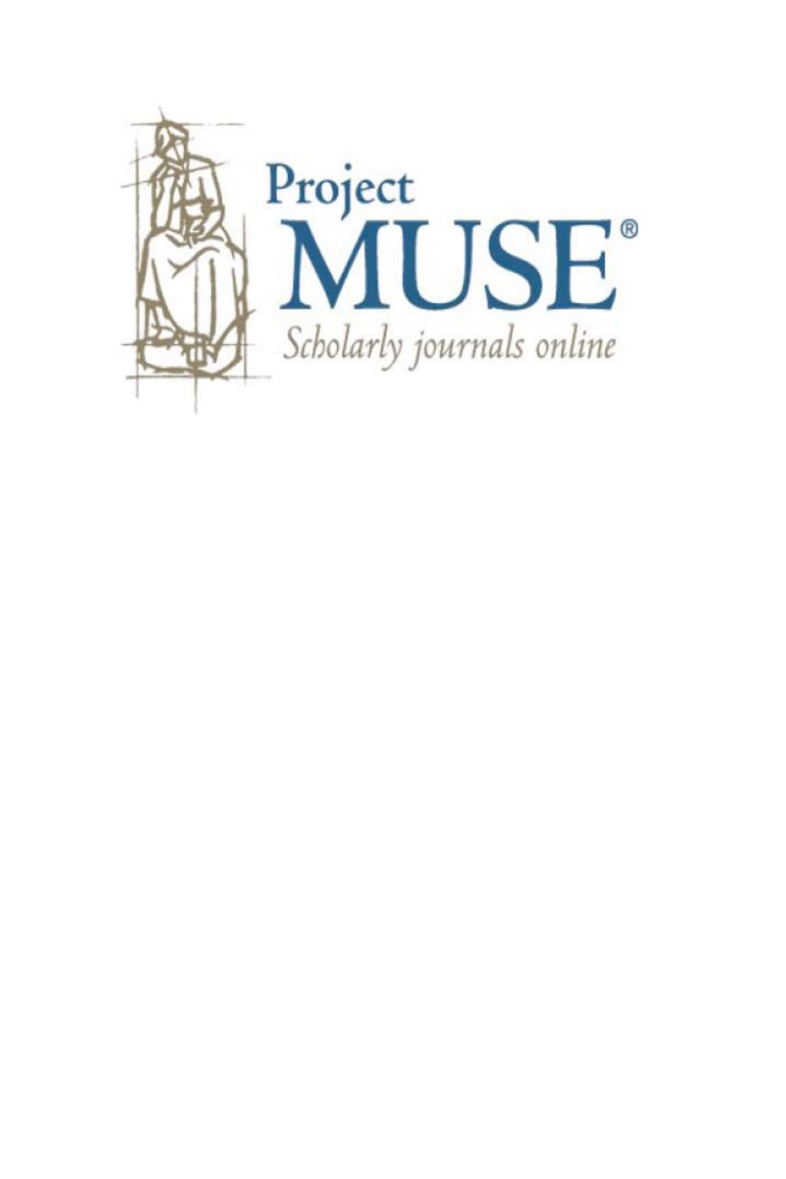Project

MUSE®

*Scholarly journals online*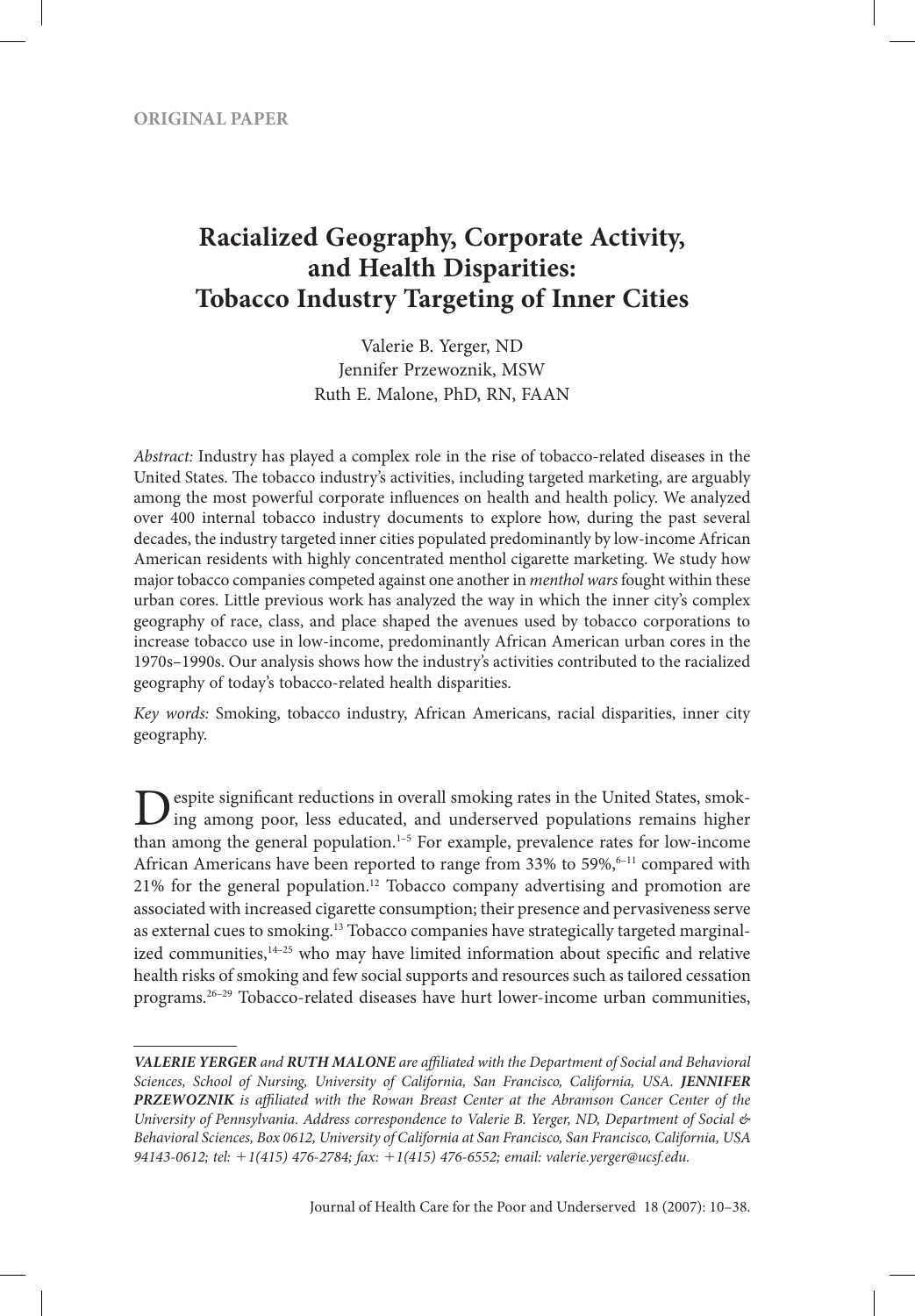ORIGINAL PAPER

# Racialized Geography, Corporate Activity, and Health Disparities: Tobacco Industry Targeting of Inner Cities

Valerie B. Yerger, ND
Jennifer Przewoznik, MSW
Ruth E. Malone, PhD, RN, FAAN

*Abstract:* Industry has played a complex role in the rise of tobacco-related diseases in the United States. The tobacco industry's activities, including targeted marketing, are arguably among the most powerful corporate influences on health and health policy. We analyzed over 400 internal tobacco industry documents to explore how, during the past several decades, the industry targeted inner cities populated predominantly by low-income African American residents with highly concentrated menthol cigarette marketing. We study how major tobacco companies competed against one another in *menthol wars* fought within these urban cores. Little previous work has analyzed the way in which the inner city's complex geography of race, class, and place shaped the avenues used by tobacco corporations to increase tobacco use in low-income, predominantly African American urban cores in the 1970s–1990s. Our analysis shows how the industry's activities contributed to the racialized geography of today's tobacco-related health disparities.

*Key words:* Smoking, tobacco industry, African Americans, racial disparities, inner city geography.

Despite significant reductions in overall smoking rates in the United States, smoking among poor, less educated, and underserved populations remains higher than among the general population.[1–5] For example, prevalence rates for low-income African Americans have been reported to range from 33% to 59%,[6–11] compared with 21% for the general population.[12] Tobacco company advertising and promotion are associated with increased cigarette consumption; their presence and pervasiveness serve as external cues to smoking.[13] Tobacco companies have strategically targeted marginalized communities,[14–25] who may have limited information about specific and relative health risks of smoking and few social supports and resources such as tailored cessation programs.[26–29] Tobacco-related diseases have hurt lower-income urban communities,

***VALERIE YERGER*** *and* ***RUTH MALONE*** *are affiliated with the Department of Social and Behavioral Sciences, School of Nursing, University of California, San Francisco, California, USA.* ***JENNIFER PRZEWOZNIK*** *is affiliated with the Rowan Breast Center at the Abramson Cancer Center of the University of Pennsylvania. Address correspondence to Valerie B. Yerger, ND, Department of Social & Behavioral Sciences, Box 0612, University of California at San Francisco, San Francisco, California, USA 94143-0612; tel: +1(415) 476-2784; fax: +1(415) 476-6552; email: valerie.yerger@ucsf.edu.*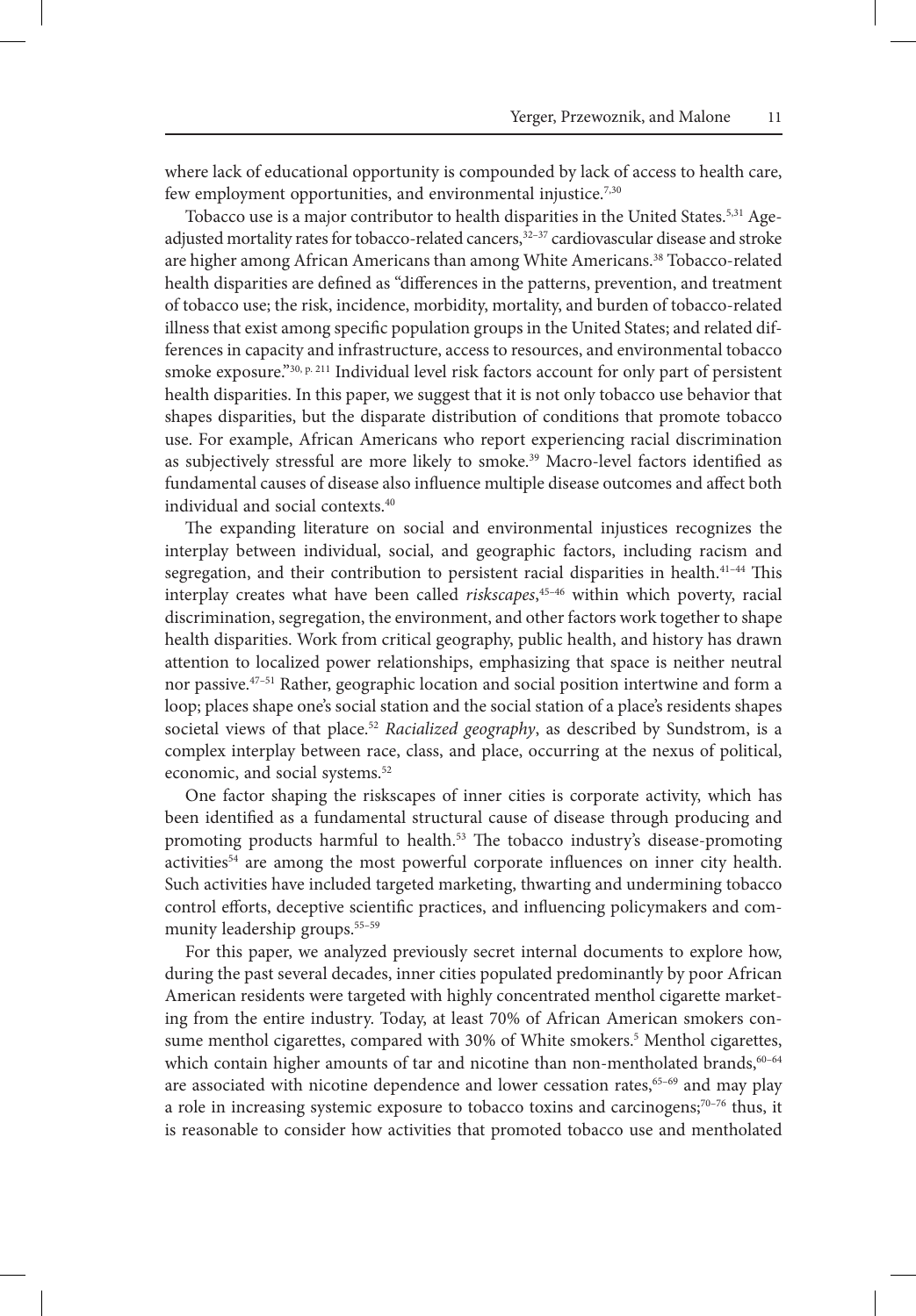where lack of educational opportunity is compounded by lack of access to health care, few employment opportunities, and environmental injustice.[7,30]

Tobacco use is a major contributor to health disparities in the United States.[5,31] Age-adjusted mortality rates for tobacco-related cancers,[32–37] cardiovascular disease and stroke are higher among African Americans than among White Americans.[38] Tobacco-related health disparities are defined as "differences in the patterns, prevention, and treatment of tobacco use; the risk, incidence, morbidity, mortality, and burden of tobacco-related illness that exist among specific population groups in the United States; and related differences in capacity and infrastructure, access to resources, and environmental tobacco smoke exposure."[30, p. 211] Individual level risk factors account for only part of persistent health disparities. In this paper, we suggest that it is not only tobacco use behavior that shapes disparities, but the disparate distribution of conditions that promote tobacco use. For example, African Americans who report experiencing racial discrimination as subjectively stressful are more likely to smoke.[39] Macro-level factors identified as fundamental causes of disease also influence multiple disease outcomes and affect both individual and social contexts.[40]

The expanding literature on social and environmental injustices recognizes the interplay between individual, social, and geographic factors, including racism and segregation, and their contribution to persistent racial disparities in health.[41–44] This interplay creates what have been called *riskscapes*,[45–46] within which poverty, racial discrimination, segregation, the environment, and other factors work together to shape health disparities. Work from critical geography, public health, and history has drawn attention to localized power relationships, emphasizing that space is neither neutral nor passive.[47–51] Rather, geographic location and social position intertwine and form a loop; places shape one's social station and the social station of a place's residents shapes societal views of that place.[52] *Racialized geography*, as described by Sundstrom, is a complex interplay between race, class, and place, occurring at the nexus of political, economic, and social systems.[52]

One factor shaping the riskscapes of inner cities is corporate activity, which has been identified as a fundamental structural cause of disease through producing and promoting products harmful to health.[53] The tobacco industry's disease-promoting activities[54] are among the most powerful corporate influences on inner city health. Such activities have included targeted marketing, thwarting and undermining tobacco control efforts, deceptive scientific practices, and influencing policymakers and community leadership groups.[55–59]

For this paper, we analyzed previously secret internal documents to explore how, during the past several decades, inner cities populated predominantly by poor African American residents were targeted with highly concentrated menthol cigarette marketing from the entire industry. Today, at least 70% of African American smokers consume menthol cigarettes, compared with 30% of White smokers.[5] Menthol cigarettes, which contain higher amounts of tar and nicotine than non-mentholated brands,[60–64] are associated with nicotine dependence and lower cessation rates,[65–69] and may play a role in increasing systemic exposure to tobacco toxins and carcinogens;[70–76] thus, it is reasonable to consider how activities that promoted tobacco use and mentholated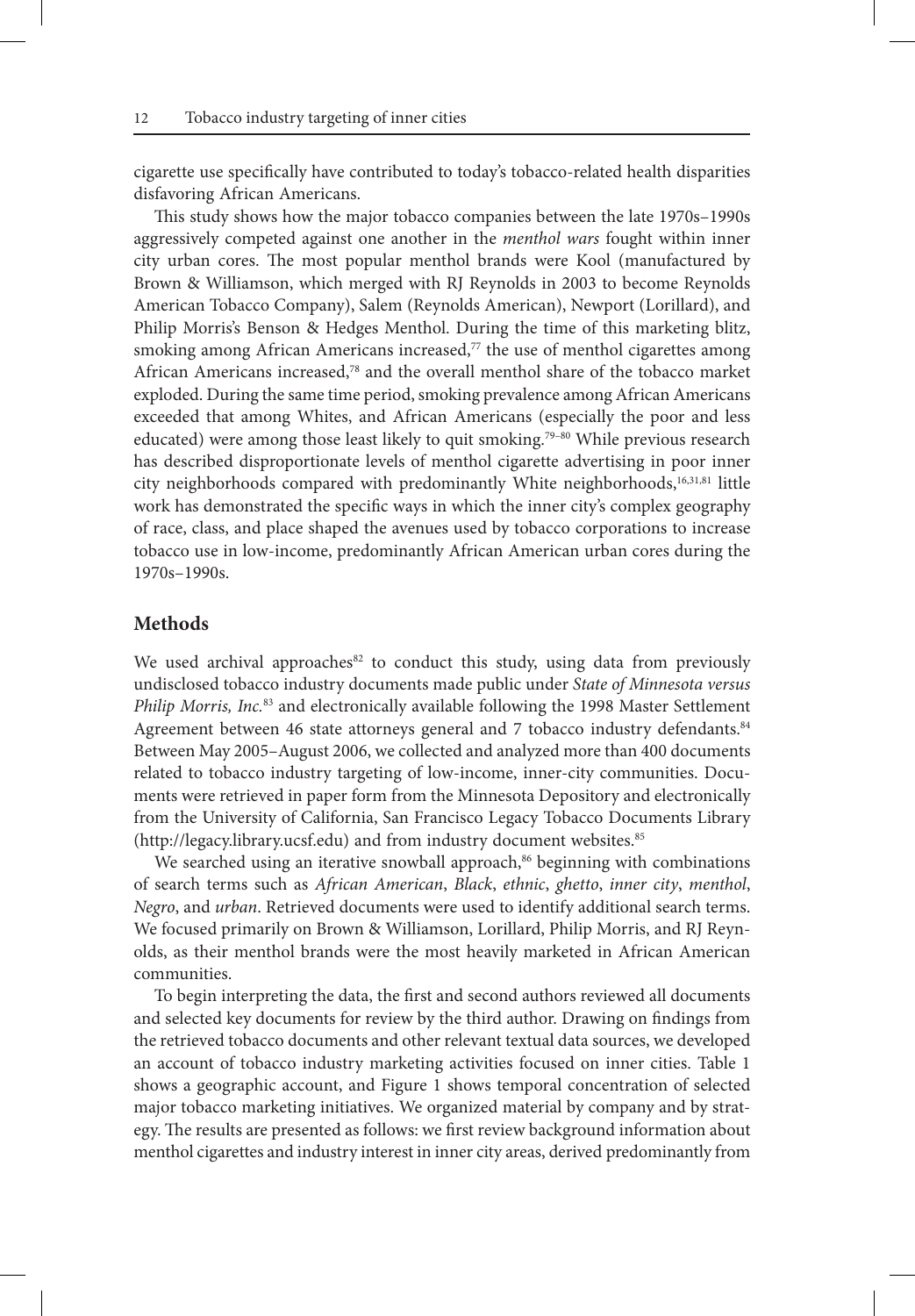cigarette use specifically have contributed to today's tobacco-related health disparities disfavoring African Americans.

This study shows how the major tobacco companies between the late 1970s–1990s aggressively competed against one another in the *menthol wars* fought within inner city urban cores. The most popular menthol brands were Kool (manufactured by Brown & Williamson, which merged with RJ Reynolds in 2003 to become Reynolds American Tobacco Company), Salem (Reynolds American), Newport (Lorillard), and Philip Morris's Benson & Hedges Menthol. During the time of this marketing blitz, smoking among African Americans increased,[77] the use of menthol cigarettes among African Americans increased,[78] and the overall menthol share of the tobacco market exploded. During the same time period, smoking prevalence among African Americans exceeded that among Whites, and African Americans (especially the poor and less educated) were among those least likely to quit smoking.[79–80] While previous research has described disproportionate levels of menthol cigarette advertising in poor inner city neighborhoods compared with predominantly White neighborhoods,[16,31,81] little work has demonstrated the specific ways in which the inner city's complex geography of race, class, and place shaped the avenues used by tobacco corporations to increase tobacco use in low-income, predominantly African American urban cores during the 1970s–1990s.

## Methods

We used archival approaches[82] to conduct this study, using data from previously undisclosed tobacco industry documents made public under *State of Minnesota versus Philip Morris, Inc.*[83] and electronically available following the 1998 Master Settlement Agreement between 46 state attorneys general and 7 tobacco industry defendants.[84] Between May 2005–August 2006, we collected and analyzed more than 400 documents related to tobacco industry targeting of low-income, inner-city communities. Documents were retrieved in paper form from the Minnesota Depository and electronically from the University of California, San Francisco Legacy Tobacco Documents Library (http://legacy.library.ucsf.edu) and from industry document websites.[85]

We searched using an iterative snowball approach,[86] beginning with combinations of search terms such as *African American*, *Black*, *ethnic*, *ghetto*, *inner city*, *menthol*, *Negro*, and *urban*. Retrieved documents were used to identify additional search terms. We focused primarily on Brown & Williamson, Lorillard, Philip Morris, and RJ Reynolds, as their menthol brands were the most heavily marketed in African American communities.

To begin interpreting the data, the first and second authors reviewed all documents and selected key documents for review by the third author. Drawing on findings from the retrieved tobacco documents and other relevant textual data sources, we developed an account of tobacco industry marketing activities focused on inner cities. Table 1 shows a geographic account, and Figure 1 shows temporal concentration of selected major tobacco marketing initiatives. We organized material by company and by strategy. The results are presented as follows: we first review background information about menthol cigarettes and industry interest in inner city areas, derived predominantly from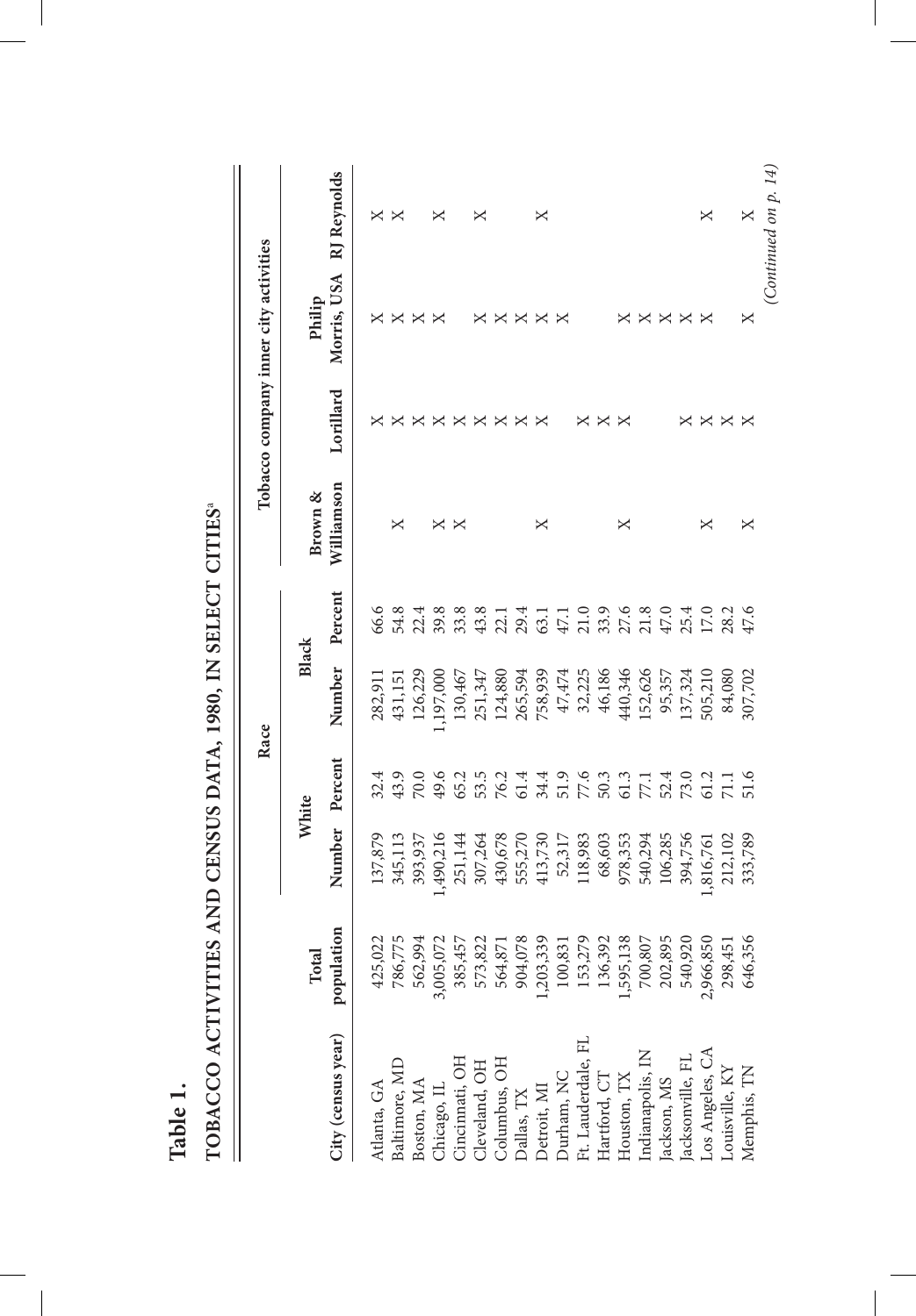**Table 1.**

**TOBACCO ACTIVITIES AND CENSUS DATA, 1980, IN SELECT CITIES**[a]

| City (census year) | Total population | Race | | | | Tobacco company inner city activities | | | |
|---|---|---|---|---|---|---|---|---|---|
| | | White | | Black | | | | | |
| | | Number | Percent | Number | Percent | Brown & Williamson | Lorillard | Philip Morris, USA | RJ Reynolds |
| Atlanta, GA | 425,022 | 137,879 | 32.4 | 282,911 | 66.6 | | X | X | X |
| Baltimore, MD | 786,775 | 345,113 | 43.9 | 431,151 | 54.8 | X | X | X | X |
| Boston, MA | 562,994 | 393,937 | 70.0 | 126,229 | 22.4 | | X | X | |
| Chicago, IL | 3,005,072 | 1,490,216 | 49.6 | 1,197,000 | 39.8 | X | X | X | X |
| Cincinnati, OH | 385,457 | 251,144 | 65.2 | 130,467 | 33.8 | X | X | | |
| Cleveland, OH | 573,822 | 307,264 | 53.5 | 251,347 | 43.8 | | X | X | X |
| Columbus, OH | 564,871 | 430,678 | 76.2 | 124,880 | 22.1 | | X | X | |
| Dallas, TX | 904,078 | 555,270 | 61.4 | 265,594 | 29.4 | | X | X | |
| Detroit, MI | 1,203,339 | 413,730 | 34.4 | 758,939 | 63.1 | X | X | X | X |
| Durham, NC | 100,831 | 52,317 | 51.9 | 47,474 | 47.1 | | | X | |
| Ft. Lauderdale, FL | 153,279 | 118,983 | 77.6 | 32,225 | 21.0 | | X | | |
| Hartford, CT | 136,392 | 68,603 | 50.3 | 46,186 | 33.9 | | X | | |
| Houston, TX | 1,595,138 | 978,353 | 61.3 | 440,346 | 27.6 | X | X | X | |
| Indianapolis, IN | 700,807 | 540,294 | 77.1 | 152,626 | 21.8 | | | X | |
| Jackson, MS | 202,895 | 106,285 | 52.4 | 95,357 | 47.0 | | | X | |
| Jacksonville, FL | 540,920 | 394,756 | 73.0 | 137,324 | 25.4 | | X | X | |
| Los Angeles, CA | 2,966,850 | 1,816,761 | 61.2 | 505,210 | 17.0 | X | X | X | X |
| Louisville, KY | 298,451 | 212,102 | 71.1 | 84,080 | 28.2 | | X | | |
| Memphis, TN | 646,356 | 333,789 | 51.6 | 307,702 | 47.6 | X | X | X | X |

*(Continued on p. 14)*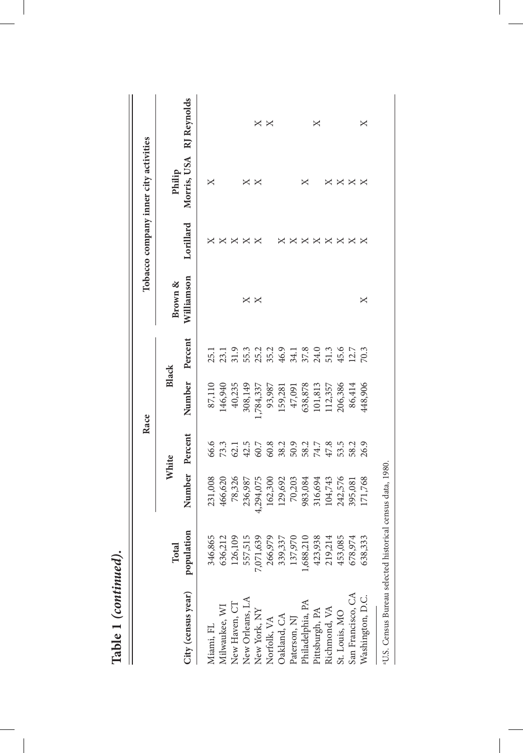**Table 1** ***(continued)*****.**

| City (census year) | Total population | Race | | | | Tobacco company inner city activities | | | |
|---|---|---|---|---|---|---|---|---|---|
| | | White | | Black | | | | | |
| | | Number | Percent | Number | Percent | Brown & Williamson | Lorillard | Philip Morris, USA | RJ Reynolds |
| Miami, FL | 346,865 | 231,008 | 66.6 | 87,110 | 25.1 | | X | X | |
| Milwaukee, WI | 636,212 | 466,620 | 73.3 | 146,940 | 23.1 | | X | | |
| New Haven, CT | 126,109 | 78,326 | 62.1 | 40,235 | 31.9 | | X | | |
| New Orleans, LA | 557,515 | 236,987 | 42.5 | 308,149 | 55.3 | X | X | X | |
| New York, NY | 7,071,639 | 4,294,075 | 60.7 | 1,784,337 | 25.2 | X | X | X | X |
| Norfolk, VA | 266,979 | 162,300 | 60.8 | 93,987 | 35.2 | | | | X |
| Oakland, CA | 339,337 | 129,692 | 38.2 | 159,281 | 46.9 | | X | | |
| Paterson, NJ | 137,970 | 70,203 | 50.9 | 47,091 | 34.1 | | X | | |
| Philadelphia, PA | 1,688,210 | 983,084 | 58.2 | 638,878 | 37.8 | | X | X | |
| Pittsburgh, PA | 423,938 | 316,694 | 74.7 | 101,813 | 24.0 | | X | | X |
| Richmond, VA | 219,214 | 104,743 | 47.8 | 112,357 | 51.3 | | X | X | |
| St. Louis, MO | 453,085 | 242,576 | 53.5 | 206,386 | 45.6 | | X | X | |
| San Francisco, CA | 678,974 | 395,081 | 58.2 | 86,414 | 12.7 | | X | X | |
| Washington, D.C. | 638,333 | 171,768 | 26.9 | 448,906 | 70.3 | X | X | X | X |

[a]U.S. Census Bureau selected historical census data, 1980.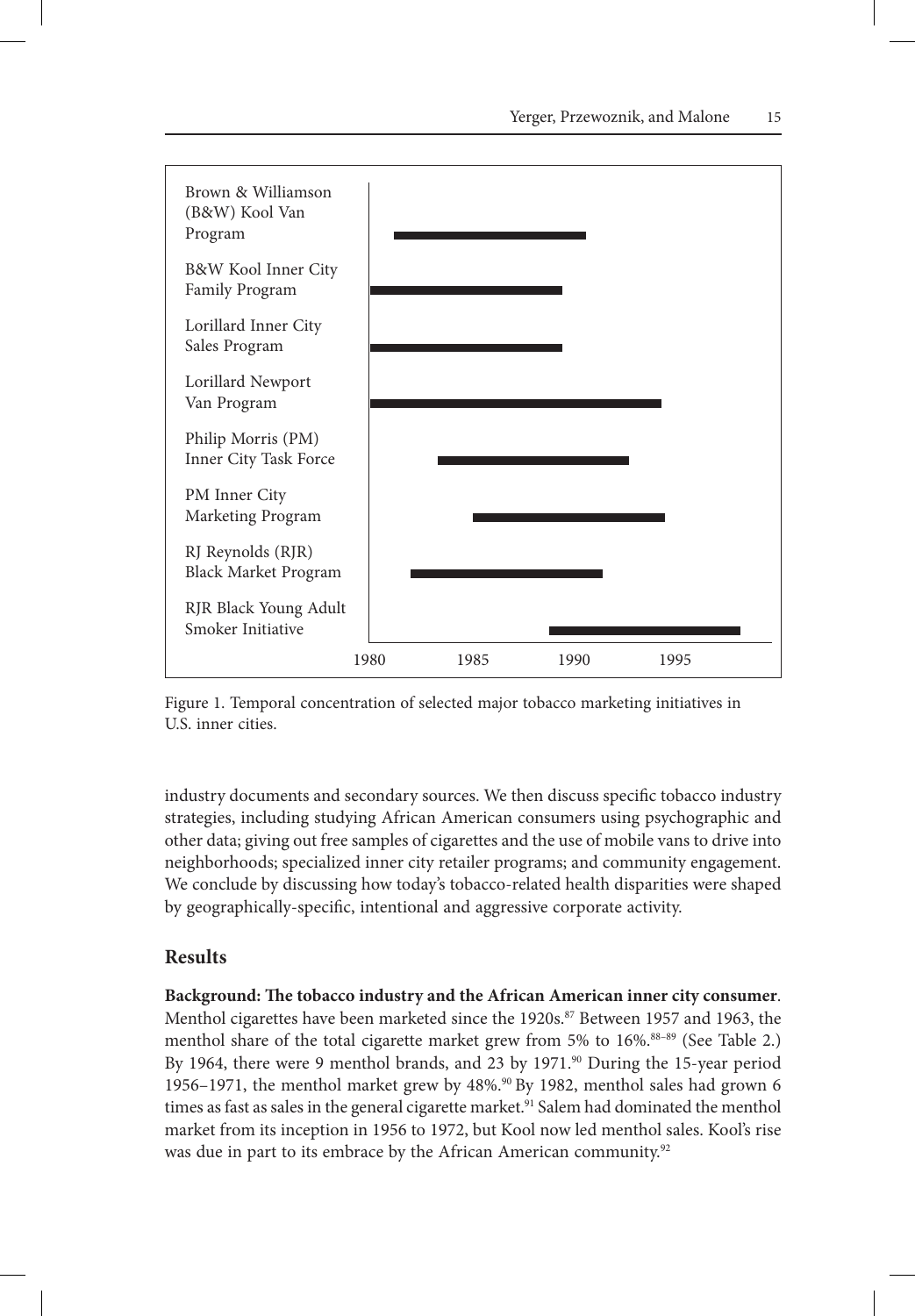| Program | Approximate period |
|---|---|
| Brown & Williamson (B&W) Kool Van Program | 1981–1991 |
| B&W Kool Inner City Family Program | 1980–1990 |
| Lorillard Inner City Sales Program | 1980–1990 |
| Lorillard Newport Van Program | 1980–1995 |
| Philip Morris (PM) Inner City Task Force | 1983–1993 |
| PM Inner City Marketing Program | 1985–1995 |
| RJ Reynolds (RJR) Black Market Program | 1982–1992 |
| RJR Black Young Adult Smoker Initiative | 1989–1999 |

Figure 1. Temporal concentration of selected major tobacco marketing initiatives in U.S. inner cities.

industry documents and secondary sources. We then discuss specific tobacco industry strategies, including studying African American consumers using psychographic and other data; giving out free samples of cigarettes and the use of mobile vans to drive into neighborhoods; specialized inner city retailer programs; and community engagement. We conclude by discussing how today's tobacco-related health disparities were shaped by geographically-specific, intentional and aggressive corporate activity.

## Results

**Background: The tobacco industry and the African American inner city consumer**. Menthol cigarettes have been marketed since the 1920s.[87] Between 1957 and 1963, the menthol share of the total cigarette market grew from 5% to 16%.[88–89] (See Table 2.) By 1964, there were 9 menthol brands, and 23 by 1971.[90] During the 15-year period 1956–1971, the menthol market grew by 48%.[90] By 1982, menthol sales had grown 6 times as fast as sales in the general cigarette market.[91] Salem had dominated the menthol market from its inception in 1956 to 1972, but Kool now led menthol sales. Kool's rise was due in part to its embrace by the African American community.[92]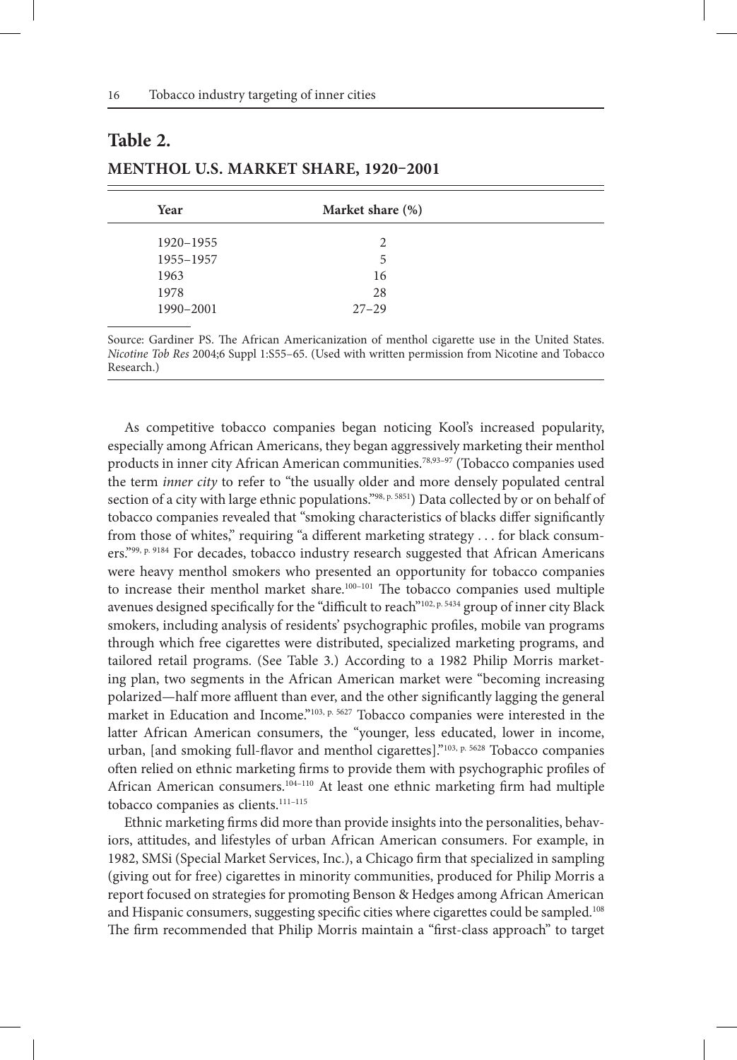## Table 2.

### MENTHOL U.S. MARKET SHARE, 1920–2001

| Year | Market share (%) |
|---|---|
| 1920–1955 | 2 |
| 1955–1957 | 5 |
| 1963 | 16 |
| 1978 | 28 |
| 1990–2001 | 27–29 |

Source: Gardiner PS. The African Americanization of menthol cigarette use in the United States. *Nicotine Tob Res* 2004;6 Suppl 1:S55–65. (Used with written permission from Nicotine and Tobacco Research.)

As competitive tobacco companies began noticing Kool's increased popularity, especially among African Americans, they began aggressively marketing their menthol products in inner city African American communities.[78,93–97] (Tobacco companies used the term *inner city* to refer to "the usually older and more densely populated central section of a city with large ethnic populations."[98, p. 5851]) Data collected by or on behalf of tobacco companies revealed that "smoking characteristics of blacks differ significantly from those of whites," requiring "a different marketing strategy . . . for black consumers."[99, p. 9184] For decades, tobacco industry research suggested that African Americans were heavy menthol smokers who presented an opportunity for tobacco companies to increase their menthol market share.[100–101] The tobacco companies used multiple avenues designed specifically for the "difficult to reach"[102, p. 5434] group of inner city Black smokers, including analysis of residents' psychographic profiles, mobile van programs through which free cigarettes were distributed, specialized marketing programs, and tailored retail programs. (See Table 3.) According to a 1982 Philip Morris marketing plan, two segments in the African American market were "becoming increasing polarized—half more affluent than ever, and the other significantly lagging the general market in Education and Income."[103, p. 5627] Tobacco companies were interested in the latter African American consumers, the "younger, less educated, lower in income, urban, [and smoking full-flavor and menthol cigarettes]."[103, p. 5628] Tobacco companies often relied on ethnic marketing firms to provide them with psychographic profiles of African American consumers.[104–110] At least one ethnic marketing firm had multiple tobacco companies as clients.[111–115]

Ethnic marketing firms did more than provide insights into the personalities, behaviors, attitudes, and lifestyles of urban African American consumers. For example, in 1982, SMSi (Special Market Services, Inc.), a Chicago firm that specialized in sampling (giving out for free) cigarettes in minority communities, produced for Philip Morris a report focused on strategies for promoting Benson & Hedges among African American and Hispanic consumers, suggesting specific cities where cigarettes could be sampled.[108] The firm recommended that Philip Morris maintain a "first-class approach" to target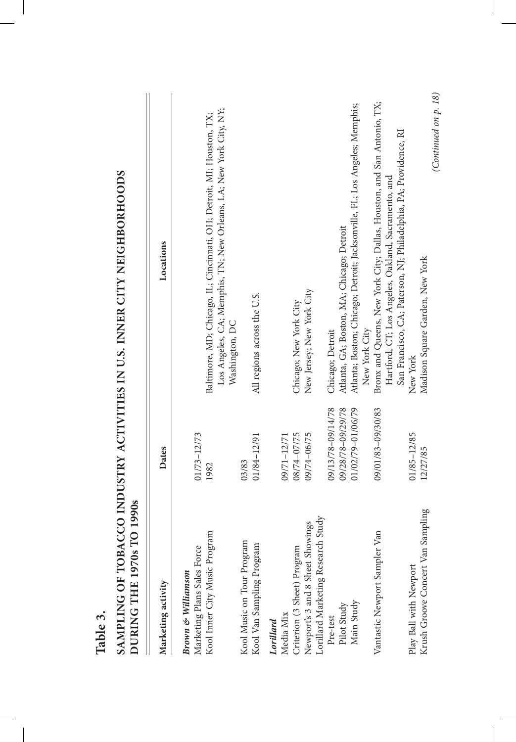**Table 3.**

**SAMPLING OF TOBACCO INDUSTRY ACTIVITIES IN U.S. INNER CITY NEIGHBORHOODS DURING THE 1970s TO 1990s**

| Marketing activity | Dates | Locations |
|---|---|---|
| ***Brown & Williamson*** | | |
| Marketing Plans Sales Force | 01/73–12/73 | |
| Kool Inner City Music Program | 1982 | Baltimore, MD; Chicago, IL; Cincinnati, OH; Detroit, MI; Houston, TX; Los Angeles, CA; Memphis, TN; New Orleans, LA; New York City, NY; Washington, DC |
| Kool Music on Tour Program | 03/83 | |
| Kool Van Sampling Program | 01/84–12/91 | All regions across the U.S. |
| ***Lorillard*** | | |
| Media Mix | 09/71–12/71 | |
| Criterion (3 Sheet) Program | 08/74–07/75 | Chicago; New York City |
| Newport's 3 and 8 Sheet Showings | 09/74–06/75 | New Jersey; New York City |
| Lorillard Marketing Research Study | | |
| Pre-test | 09/13/78–09/14/78 | Chicago; Detroit |
| Pilot Study | 09/28/78–09/29/78 | Atlanta, GA; Boston, MA; Chicago; Detroit |
| Main Study | 01/02/79–01/06/79 | Atlanta; Boston; Chicago; Detroit; Jacksonville, FL; Los Angeles; Memphis; New York City |
| Vantastic Newport Sampler Van | 09/01/83–09/30/83 | Bronx and Queens, New York City; Dallas, Houston, and San Antonio, TX; Hartford, CT; Los Angeles, Oakland, Sacramento, and San Francisco, CA; Paterson, NJ; Philadelphia, PA; Providence, RI |
| Play Ball with Newport | 01/85–12/85 | New York |
| Krush Groove Concert Van Sampling | 12/27/85 | Madison Square Garden, New York |

*(Continued on p. 18)*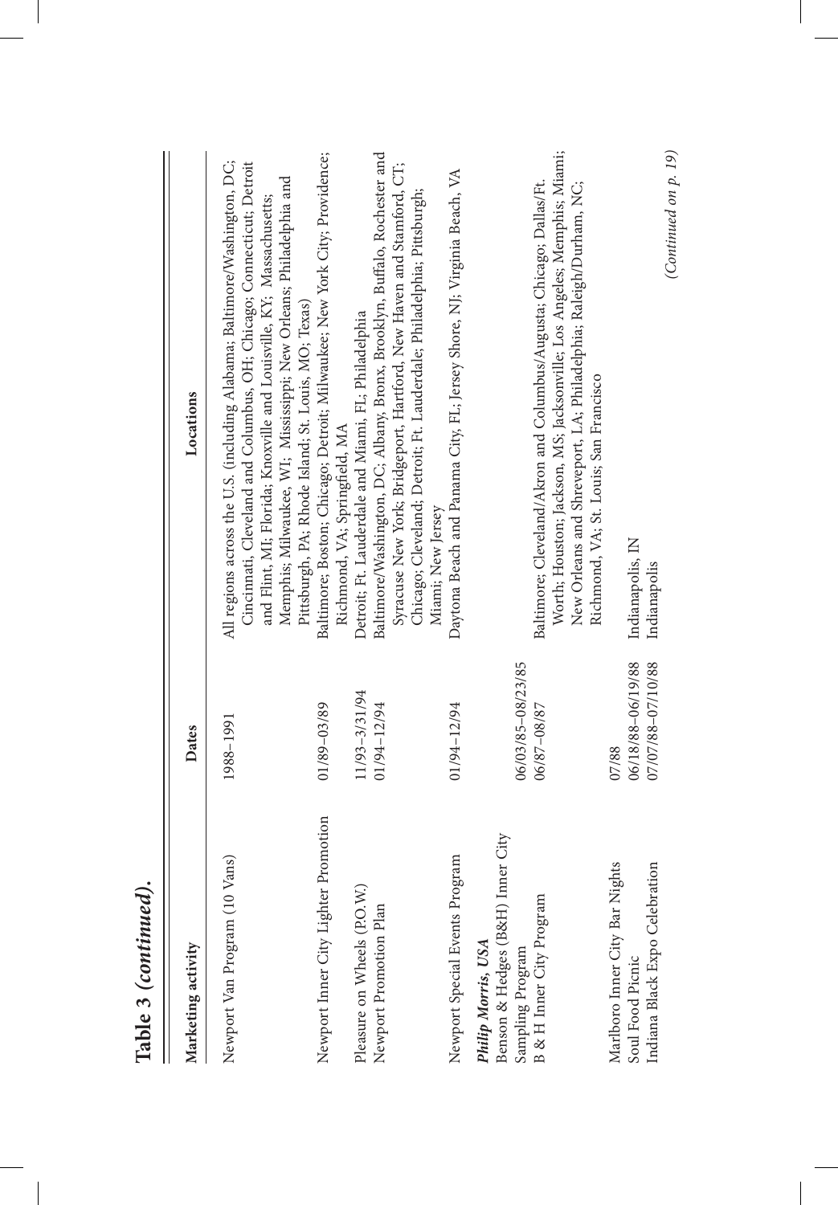**Table 3 (*continued*).**

| Marketing activity | Dates | Locations |
|---|---|---|
| Newport Van Program (10 Vans) | 1988–1991 | All regions across the U.S. (including Alabama; Baltimore/Washington, DC; Cincinnati, Cleveland and Columbus, OH; Chicago; Connecticut; Detroit and Flint, MI; Florida; Knoxville and Louisville, KY; Massachusetts; Memphis; Milwaukee, WI; Mississippi; New Orleans; Philadelphia and Pittsburgh, PA; Rhode Island; St. Louis, MO; Texas) |
| Newport Inner City Lighter Promotion | 01/89–03/89 | Baltimore; Boston; Chicago; Detroit; Milwaukee; New York City; Providence; Richmond, VA; Springfield, MA |
| Pleasure on Wheels (P.O.W.) | 11/93–3/31/94 | Detroit; Ft. Lauderdale and Miami, FL; Philadelphia |
| Newport Promotion Plan | 01/94–12/94 | Baltimore/Washington, DC; Albany, Bronx, Brooklyn, Buffalo, Rochester and Syracuse New York; Bridgeport, Hartford, New Haven and Stamford, CT; Chicago; Cleveland; Detroit; Ft. Lauderdale; Philadelphia; Pittsburgh; Miami; New Jersey |
| Newport Special Events Program | 01/94–12/94 | Daytona Beach and Panama City, FL; Jersey Shore, NJ; Virginia Beach, VA |
| ***Philip Morris, USA*** | | |
| Benson & Hedges (B&H) Inner City Sampling Program | 06/03/85–08/23/85 | |
| B & H Inner City Program | 06/87–08/87 | Baltimore; Cleveland/Akron and Columbus/Augusta; Chicago; Dallas/Ft. Worth; Houston; Jackson, MS; Jacksonville; Los Angeles; Memphis; Miami; New Orleans and Shreveport, LA; Philadelphia; Raleigh/Durham, NC; Richmond, VA; St. Louis; San Francisco |
| Marlboro Inner City Bar Nights | 07/88 | |
| Soul Food Picnic | 06/18/88–06/19/88 | Indianapolis, IN |
| Indiana Black Expo Celebration | 07/07/88–07/10/88 | Indianapolis |

*(Continued on p. 19)*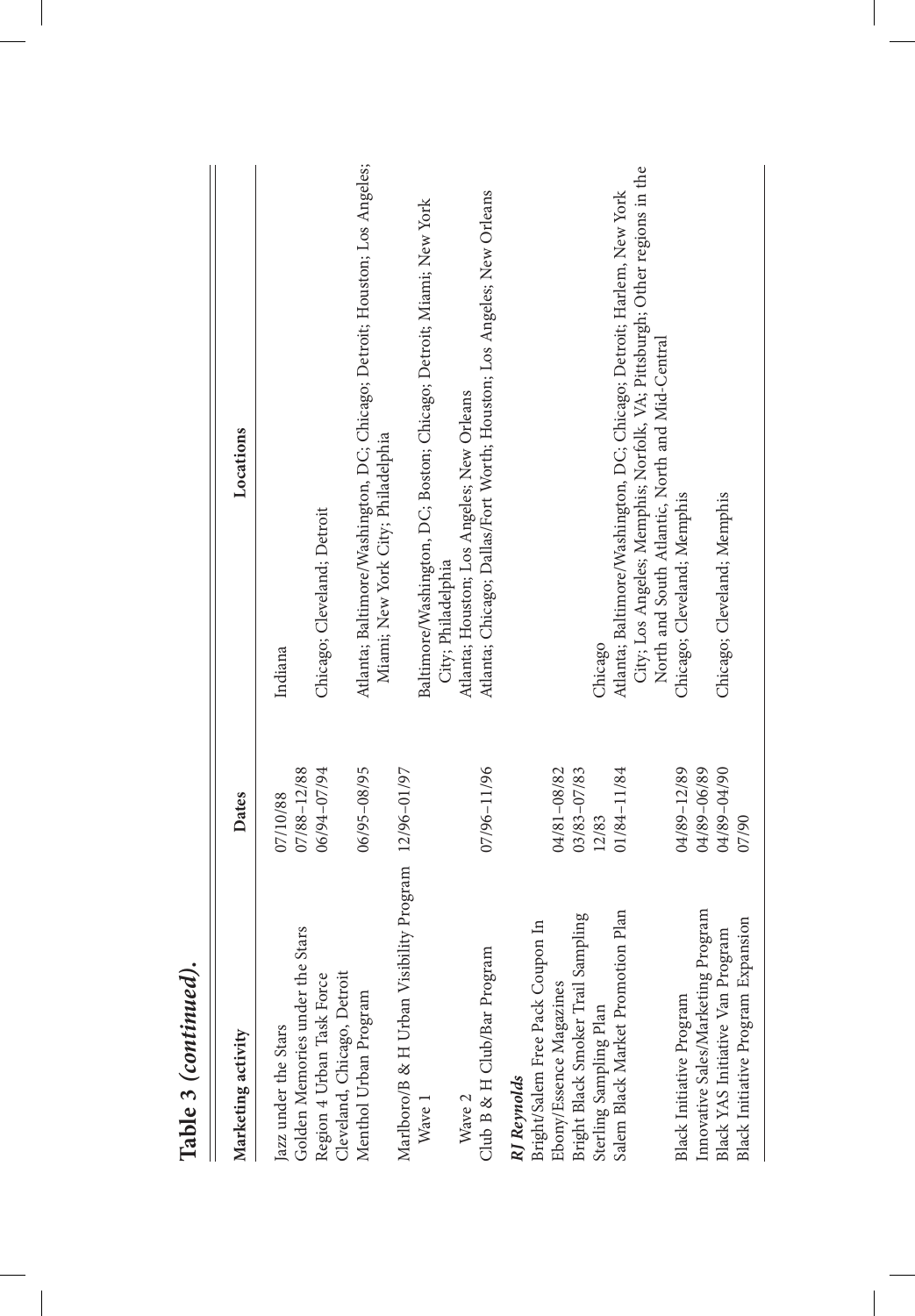**Table 3 (*continued*).**

| Marketing activity | Dates | Locations |
|---|---|---|
| Jazz under the Stars | 07/10/88 | Indiana |
| Golden Memories under the Stars | 07/88–12/88 | |
| Region 4 Urban Task Force | 06/94–07/94 | Chicago; Cleveland; Detroit |
| Cleveland, Chicago, Detroit | | |
| Menthol Urban Program | 06/95–08/95 | Atlanta; Baltimore/Washington, DC; Chicago; Detroit; Houston; Los Angeles; Miami; New York City; Philadelphia |
| Marlboro/B & H Urban Visibility Program | 12/96–01/97 | |
| Wave 1 | | Baltimore/Washington, DC; Boston; Chicago; Detroit; Miami; New York City; Philadelphia |
| Wave 2 | | Atlanta; Houston; Los Angeles; New Orleans |
| Club B & H Club/Bar Program | 07/96–11/96 | Atlanta; Chicago; Dallas/Fort Worth; Houston; Los Angeles; New Orleans |
| ***RJ Reynolds*** | | |
| Bright/Salem Free Pack Coupon In | | |
| Ebony/Essence Magazines | 04/81–08/82 | |
| Bright Black Smoker Trail Sampling | 03/83–07/83 | |
| Sterling Sampling Plan | 12/83 | Chicago |
| Salem Black Market Promotion Plan | 01/84–11/84 | Atlanta; Baltimore/Washington, DC; Chicago; Detroit; Harlem, New York City; Los Angeles; Memphis; Norfolk, VA; Pittsburgh; Other regions in the North and South Atlantic, North and Mid-Central |
| Black Initiative Program | 04/89–12/89 | Chicago; Cleveland; Memphis |
| Innovative Sales/Marketing Program | 04/89–06/89 | |
| Black YAS Initiative Van Program | 04/89–04/90 | Chicago; Cleveland; Memphis |
| Black Initiative Program Expansion | 07/90 | |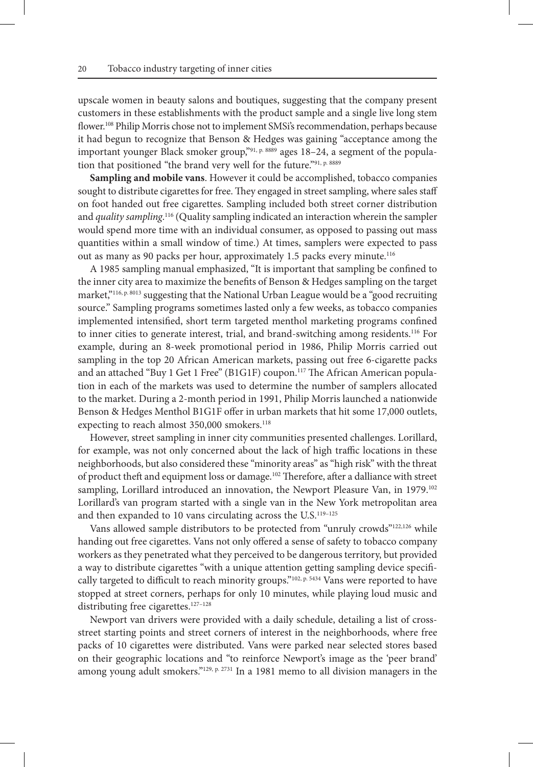upscale women in beauty salons and boutiques, suggesting that the company present customers in these establishments with the product sample and a single live long stem flower.[108] Philip Morris chose not to implement SMSi's recommendation, perhaps because it had begun to recognize that Benson & Hedges was gaining "acceptance among the important younger Black smoker group,"[91, p. 8889] ages 18–24, a segment of the population that positioned "the brand very well for the future."[91, p. 8889]

**Sampling and mobile vans**. However it could be accomplished, tobacco companies sought to distribute cigarettes for free. They engaged in street sampling, where sales staff on foot handed out free cigarettes. Sampling included both street corner distribution and *quality sampling*.[116] (Quality sampling indicated an interaction wherein the sampler would spend more time with an individual consumer, as opposed to passing out mass quantities within a small window of time.) At times, samplers were expected to pass out as many as 90 packs per hour, approximately 1.5 packs every minute.[116]

A 1985 sampling manual emphasized, "It is important that sampling be confined to the inner city area to maximize the benefits of Benson & Hedges sampling on the target market,"[116, p. 8013] suggesting that the National Urban League would be a "good recruiting source." Sampling programs sometimes lasted only a few weeks, as tobacco companies implemented intensified, short term targeted menthol marketing programs confined to inner cities to generate interest, trial, and brand-switching among residents.[116] For example, during an 8-week promotional period in 1986, Philip Morris carried out sampling in the top 20 African American markets, passing out free 6-cigarette packs and an attached "Buy 1 Get 1 Free" (B1G1F) coupon.[117] The African American population in each of the markets was used to determine the number of samplers allocated to the market. During a 2-month period in 1991, Philip Morris launched a nationwide Benson & Hedges Menthol B1G1F offer in urban markets that hit some 17,000 outlets, expecting to reach almost 350,000 smokers.[118]

However, street sampling in inner city communities presented challenges. Lorillard, for example, was not only concerned about the lack of high traffic locations in these neighborhoods, but also considered these "minority areas" as "high risk" with the threat of product theft and equipment loss or damage.[102] Therefore, after a dalliance with street sampling, Lorillard introduced an innovation, the Newport Pleasure Van, in 1979.[102] Lorillard's van program started with a single van in the New York metropolitan area and then expanded to 10 vans circulating across the U.S.[119–125]

Vans allowed sample distributors to be protected from "unruly crowds"[122,126] while handing out free cigarettes. Vans not only offered a sense of safety to tobacco company workers as they penetrated what they perceived to be dangerous territory, but provided a way to distribute cigarettes "with a unique attention getting sampling device specifically targeted to difficult to reach minority groups."[102, p. 5434] Vans were reported to have stopped at street corners, perhaps for only 10 minutes, while playing loud music and distributing free cigarettes.[127–128]

Newport van drivers were provided with a daily schedule, detailing a list of cross-street starting points and street corners of interest in the neighborhoods, where free packs of 10 cigarettes were distributed. Vans were parked near selected stores based on their geographic locations and "to reinforce Newport's image as the 'peer brand' among young adult smokers."[129, p. 2731] In a 1981 memo to all division managers in the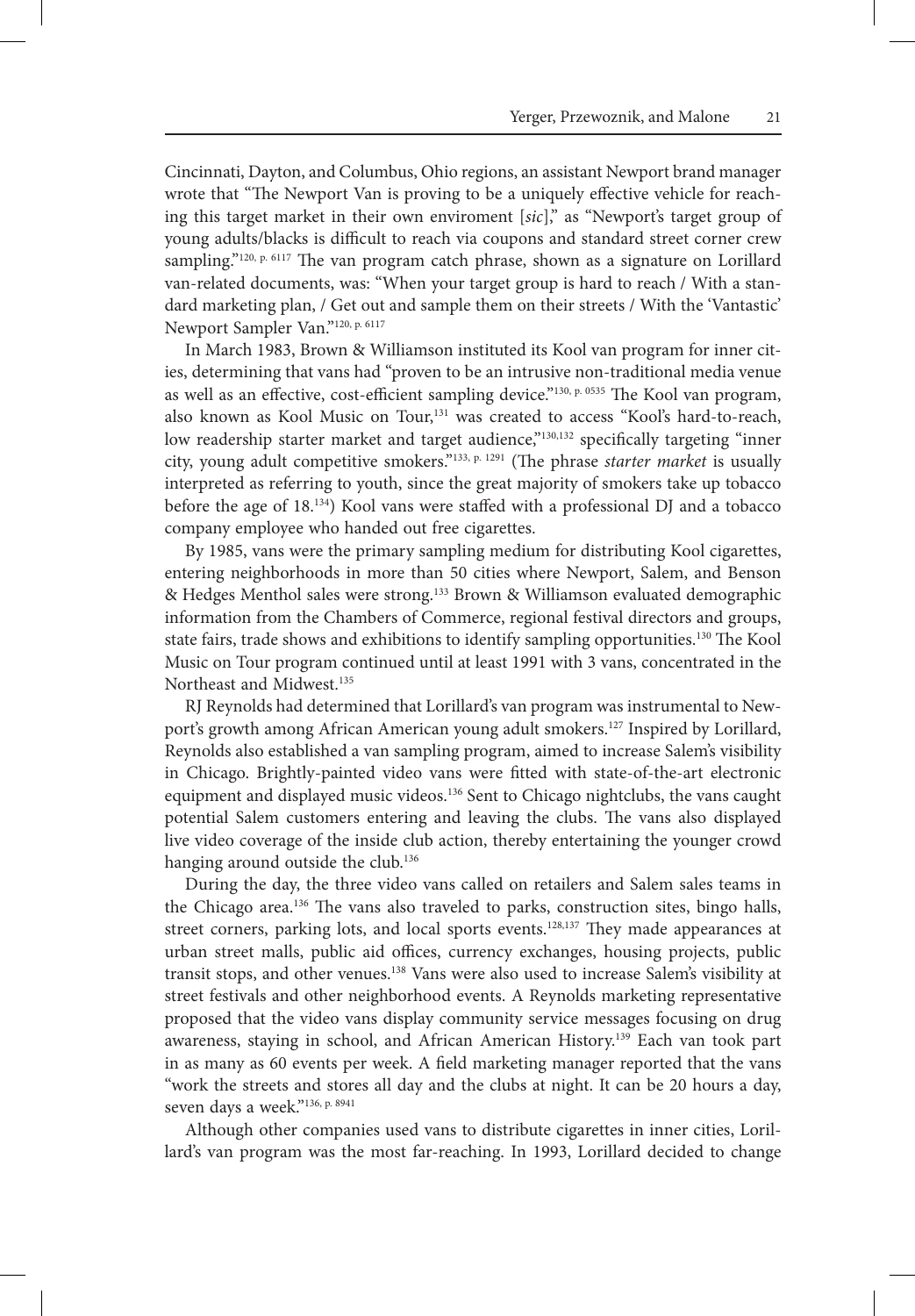Cincinnati, Dayton, and Columbus, Ohio regions, an assistant Newport brand manager wrote that "The Newport Van is proving to be a uniquely effective vehicle for reaching this target market in their own enviroment [*sic*]," as "Newport's target group of young adults/blacks is difficult to reach via coupons and standard street corner crew sampling."[120, p. 6117] The van program catch phrase, shown as a signature on Lorillard van-related documents, was: "When your target group is hard to reach / With a standard marketing plan, / Get out and sample them on their streets / With the 'Vantastic' Newport Sampler Van."[120, p. 6117]

In March 1983, Brown & Williamson instituted its Kool van program for inner cities, determining that vans had "proven to be an intrusive non-traditional media venue as well as an effective, cost-efficient sampling device."[130, p. 0535] The Kool van program, also known as Kool Music on Tour,[131] was created to access "Kool's hard-to-reach, low readership starter market and target audience,"[130,132] specifically targeting "inner city, young adult competitive smokers."[133, p. 1291] (The phrase *starter market* is usually interpreted as referring to youth, since the great majority of smokers take up tobacco before the age of 18.[134]) Kool vans were staffed with a professional DJ and a tobacco company employee who handed out free cigarettes.

By 1985, vans were the primary sampling medium for distributing Kool cigarettes, entering neighborhoods in more than 50 cities where Newport, Salem, and Benson & Hedges Menthol sales were strong.[133] Brown & Williamson evaluated demographic information from the Chambers of Commerce, regional festival directors and groups, state fairs, trade shows and exhibitions to identify sampling opportunities.[130] The Kool Music on Tour program continued until at least 1991 with 3 vans, concentrated in the Northeast and Midwest.[135]

RJ Reynolds had determined that Lorillard's van program was instrumental to Newport's growth among African American young adult smokers.[127] Inspired by Lorillard, Reynolds also established a van sampling program, aimed to increase Salem's visibility in Chicago. Brightly-painted video vans were fitted with state-of-the-art electronic equipment and displayed music videos.[136] Sent to Chicago nightclubs, the vans caught potential Salem customers entering and leaving the clubs. The vans also displayed live video coverage of the inside club action, thereby entertaining the younger crowd hanging around outside the club.[136]

During the day, the three video vans called on retailers and Salem sales teams in the Chicago area.[136] The vans also traveled to parks, construction sites, bingo halls, street corners, parking lots, and local sports events.[128,137] They made appearances at urban street malls, public aid offices, currency exchanges, housing projects, public transit stops, and other venues.[138] Vans were also used to increase Salem's visibility at street festivals and other neighborhood events. A Reynolds marketing representative proposed that the video vans display community service messages focusing on drug awareness, staying in school, and African American History.[139] Each van took part in as many as 60 events per week. A field marketing manager reported that the vans "work the streets and stores all day and the clubs at night. It can be 20 hours a day, seven days a week."[136, p. 8941]

Although other companies used vans to distribute cigarettes in inner cities, Lorillard's van program was the most far-reaching. In 1993, Lorillard decided to change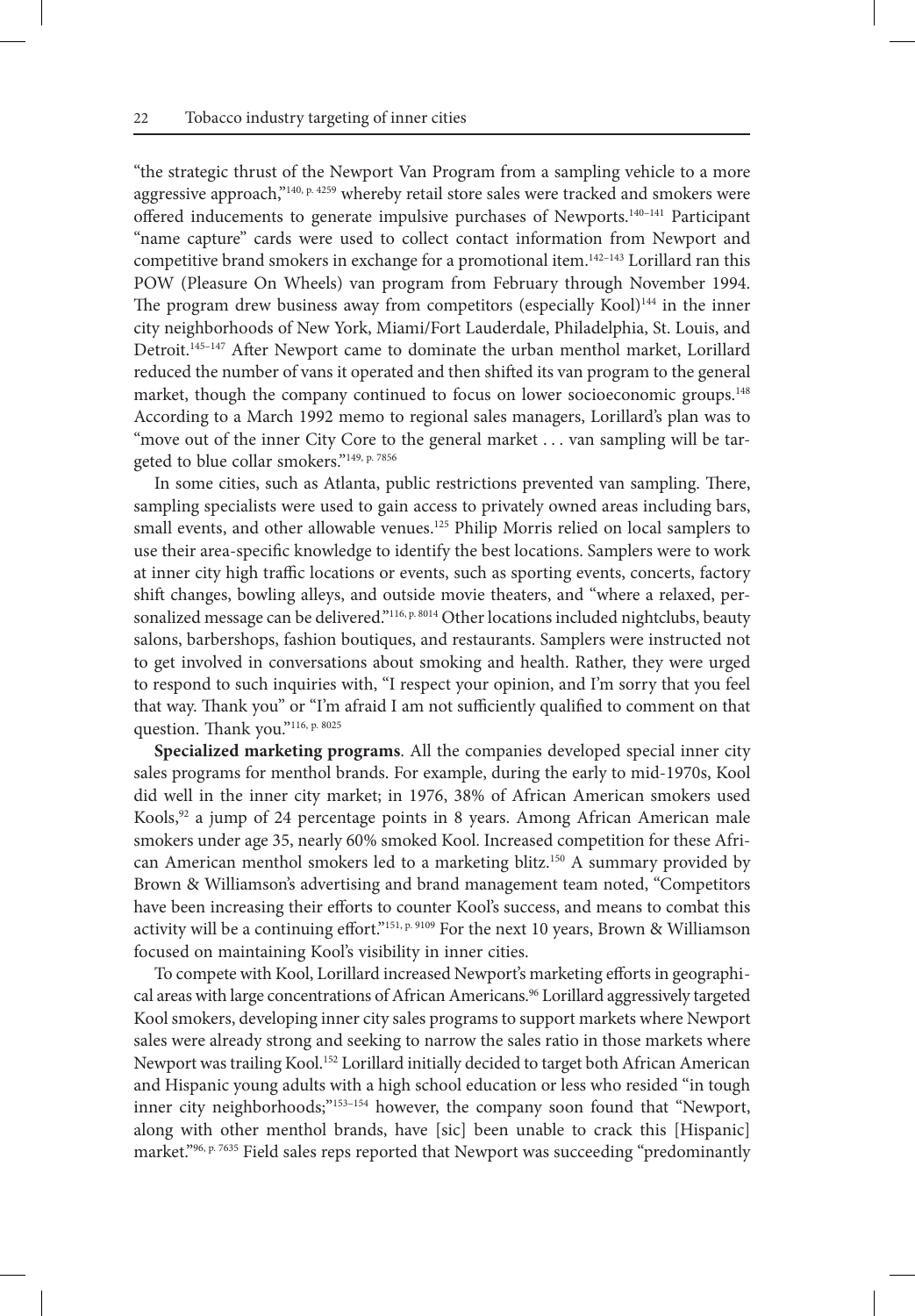"the strategic thrust of the Newport Van Program from a sampling vehicle to a more aggressive approach,"[140, p. 4259] whereby retail store sales were tracked and smokers were offered inducements to generate impulsive purchases of Newports.[140–141] Participant "name capture" cards were used to collect contact information from Newport and competitive brand smokers in exchange for a promotional item.[142–143] Lorillard ran this POW (Pleasure On Wheels) van program from February through November 1994. The program drew business away from competitors (especially Kool)[144] in the inner city neighborhoods of New York, Miami/Fort Lauderdale, Philadelphia, St. Louis, and Detroit.[145–147] After Newport came to dominate the urban menthol market, Lorillard reduced the number of vans it operated and then shifted its van program to the general market, though the company continued to focus on lower socioeconomic groups.[148] According to a March 1992 memo to regional sales managers, Lorillard's plan was to "move out of the inner City Core to the general market . . . van sampling will be targeted to blue collar smokers."[149, p. 7856]

In some cities, such as Atlanta, public restrictions prevented van sampling. There, sampling specialists were used to gain access to privately owned areas including bars, small events, and other allowable venues.[125] Philip Morris relied on local samplers to use their area-specific knowledge to identify the best locations. Samplers were to work at inner city high traffic locations or events, such as sporting events, concerts, factory shift changes, bowling alleys, and outside movie theaters, and "where a relaxed, personalized message can be delivered."[116, p. 8014] Other locations included nightclubs, beauty salons, barbershops, fashion boutiques, and restaurants. Samplers were instructed not to get involved in conversations about smoking and health. Rather, they were urged to respond to such inquiries with, "I respect your opinion, and I'm sorry that you feel that way. Thank you" or "I'm afraid I am not sufficiently qualified to comment on that question. Thank you."[116, p. 8025]

**Specialized marketing programs**. All the companies developed special inner city sales programs for menthol brands. For example, during the early to mid-1970s, Kool did well in the inner city market; in 1976, 38% of African American smokers used Kools,[92] a jump of 24 percentage points in 8 years. Among African American male smokers under age 35, nearly 60% smoked Kool. Increased competition for these African American menthol smokers led to a marketing blitz.[150] A summary provided by Brown & Williamson's advertising and brand management team noted, "Competitors have been increasing their efforts to counter Kool's success, and means to combat this activity will be a continuing effort."[151, p. 9109] For the next 10 years, Brown & Williamson focused on maintaining Kool's visibility in inner cities.

To compete with Kool, Lorillard increased Newport's marketing efforts in geographical areas with large concentrations of African Americans.[96] Lorillard aggressively targeted Kool smokers, developing inner city sales programs to support markets where Newport sales were already strong and seeking to narrow the sales ratio in those markets where Newport was trailing Kool.[152] Lorillard initially decided to target both African American and Hispanic young adults with a high school education or less who resided "in tough inner city neighborhoods;"[153–154] however, the company soon found that "Newport, along with other menthol brands, have [sic] been unable to crack this [Hispanic] market."[96, p. 7635] Field sales reps reported that Newport was succeeding "predominantly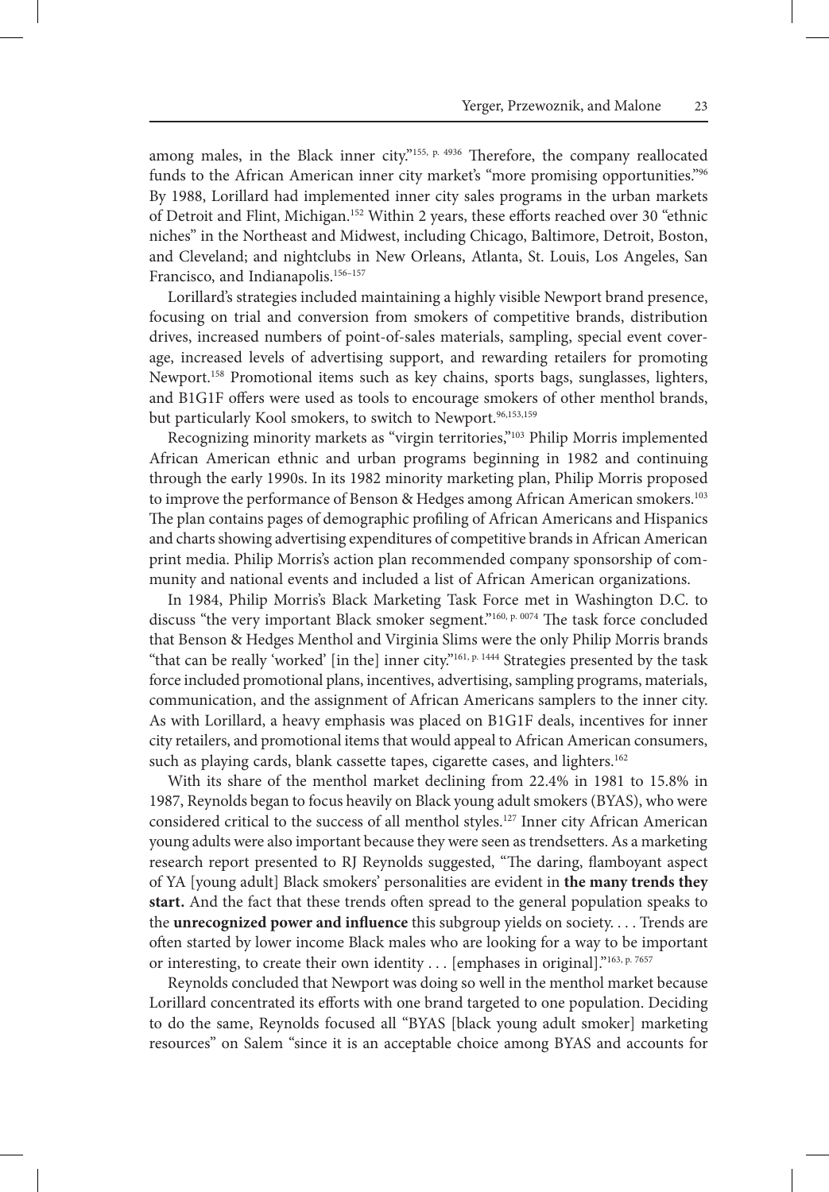among males, in the Black inner city."[155, p. 4936] Therefore, the company reallocated funds to the African American inner city market's "more promising opportunities."[96] By 1988, Lorillard had implemented inner city sales programs in the urban markets of Detroit and Flint, Michigan.[152] Within 2 years, these efforts reached over 30 "ethnic niches" in the Northeast and Midwest, including Chicago, Baltimore, Detroit, Boston, and Cleveland; and nightclubs in New Orleans, Atlanta, St. Louis, Los Angeles, San Francisco, and Indianapolis.[156–157]

Lorillard's strategies included maintaining a highly visible Newport brand presence, focusing on trial and conversion from smokers of competitive brands, distribution drives, increased numbers of point-of-sales materials, sampling, special event coverage, increased levels of advertising support, and rewarding retailers for promoting Newport.[158] Promotional items such as key chains, sports bags, sunglasses, lighters, and B1G1F offers were used as tools to encourage smokers of other menthol brands, but particularly Kool smokers, to switch to Newport.[96,153,159]

Recognizing minority markets as "virgin territories,"[103] Philip Morris implemented African American ethnic and urban programs beginning in 1982 and continuing through the early 1990s. In its 1982 minority marketing plan, Philip Morris proposed to improve the performance of Benson & Hedges among African American smokers.[103] The plan contains pages of demographic profiling of African Americans and Hispanics and charts showing advertising expenditures of competitive brands in African American print media. Philip Morris's action plan recommended company sponsorship of community and national events and included a list of African American organizations.

In 1984, Philip Morris's Black Marketing Task Force met in Washington D.C. to discuss "the very important Black smoker segment."[160, p. 0074] The task force concluded that Benson & Hedges Menthol and Virginia Slims were the only Philip Morris brands "that can be really 'worked' [in the] inner city."[161, p. 1444] Strategies presented by the task force included promotional plans, incentives, advertising, sampling programs, materials, communication, and the assignment of African Americans samplers to the inner city. As with Lorillard, a heavy emphasis was placed on B1G1F deals, incentives for inner city retailers, and promotional items that would appeal to African American consumers, such as playing cards, blank cassette tapes, cigarette cases, and lighters.[162]

With its share of the menthol market declining from 22.4% in 1981 to 15.8% in 1987, Reynolds began to focus heavily on Black young adult smokers (BYAS), who were considered critical to the success of all menthol styles.[127] Inner city African American young adults were also important because they were seen as trendsetters. As a marketing research report presented to RJ Reynolds suggested, "The daring, flamboyant aspect of YA [young adult] Black smokers' personalities are evident in **the many trends they start.** And the fact that these trends often spread to the general population speaks to the **unrecognized power and influence** this subgroup yields on society. . . . Trends are often started by lower income Black males who are looking for a way to be important or interesting, to create their own identity . . . [emphases in original]."[163, p. 7657]

Reynolds concluded that Newport was doing so well in the menthol market because Lorillard concentrated its efforts with one brand targeted to one population. Deciding to do the same, Reynolds focused all "BYAS [black young adult smoker] marketing resources" on Salem "since it is an acceptable choice among BYAS and accounts for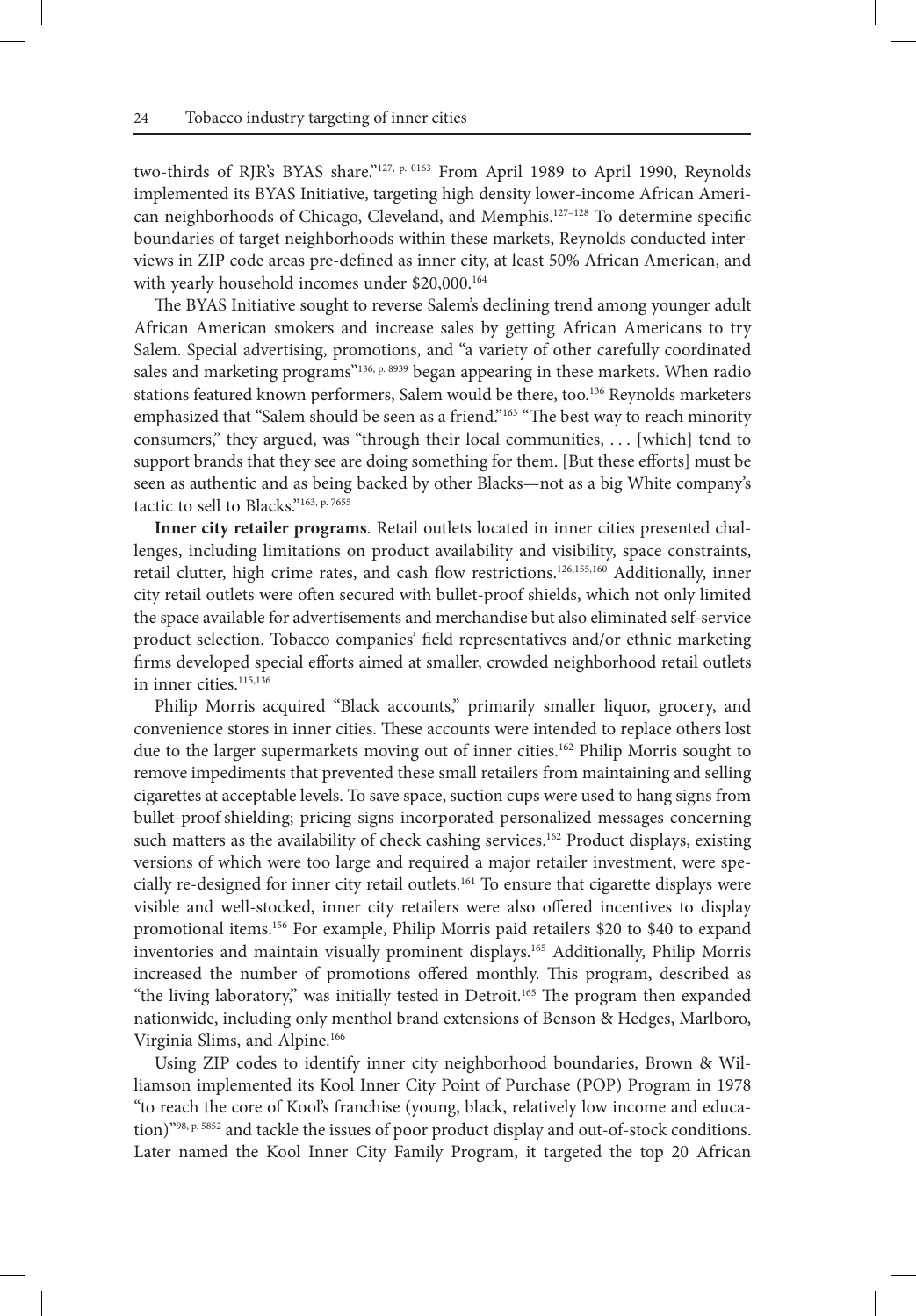two-thirds of RJR's BYAS share."[127, p. 0163] From April 1989 to April 1990, Reynolds implemented its BYAS Initiative, targeting high density lower-income African American neighborhoods of Chicago, Cleveland, and Memphis.[127–128] To determine specific boundaries of target neighborhoods within these markets, Reynolds conducted interviews in ZIP code areas pre-defined as inner city, at least 50% African American, and with yearly household incomes under $20,000.[164]

The BYAS Initiative sought to reverse Salem's declining trend among younger adult African American smokers and increase sales by getting African Americans to try Salem. Special advertising, promotions, and "a variety of other carefully coordinated sales and marketing programs"[136, p. 8939] began appearing in these markets. When radio stations featured known performers, Salem would be there, too.[136] Reynolds marketers emphasized that "Salem should be seen as a friend."[163] "The best way to reach minority consumers," they argued, was "through their local communities, . . . [which] tend to support brands that they see are doing something for them. [But these efforts] must be seen as authentic and as being backed by other Blacks—not as a big White company's tactic to sell to Blacks."[163, p. 7655]

**Inner city retailer programs**. Retail outlets located in inner cities presented challenges, including limitations on product availability and visibility, space constraints, retail clutter, high crime rates, and cash flow restrictions.[126,155,160] Additionally, inner city retail outlets were often secured with bullet-proof shields, which not only limited the space available for advertisements and merchandise but also eliminated self-service product selection. Tobacco companies' field representatives and/or ethnic marketing firms developed special efforts aimed at smaller, crowded neighborhood retail outlets in inner cities.[115,136]

Philip Morris acquired "Black accounts," primarily smaller liquor, grocery, and convenience stores in inner cities. These accounts were intended to replace others lost due to the larger supermarkets moving out of inner cities.[162] Philip Morris sought to remove impediments that prevented these small retailers from maintaining and selling cigarettes at acceptable levels. To save space, suction cups were used to hang signs from bullet-proof shielding; pricing signs incorporated personalized messages concerning such matters as the availability of check cashing services.[162] Product displays, existing versions of which were too large and required a major retailer investment, were specially re-designed for inner city retail outlets.[161] To ensure that cigarette displays were visible and well-stocked, inner city retailers were also offered incentives to display promotional items.[156] For example, Philip Morris paid retailers $20 to $40 to expand inventories and maintain visually prominent displays.[165] Additionally, Philip Morris increased the number of promotions offered monthly. This program, described as "the living laboratory," was initially tested in Detroit.[165] The program then expanded nationwide, including only menthol brand extensions of Benson & Hedges, Marlboro, Virginia Slims, and Alpine.[166]

Using ZIP codes to identify inner city neighborhood boundaries, Brown & Williamson implemented its Kool Inner City Point of Purchase (POP) Program in 1978 "to reach the core of Kool's franchise (young, black, relatively low income and education)"[98, p. 5852] and tackle the issues of poor product display and out-of-stock conditions. Later named the Kool Inner City Family Program, it targeted the top 20 African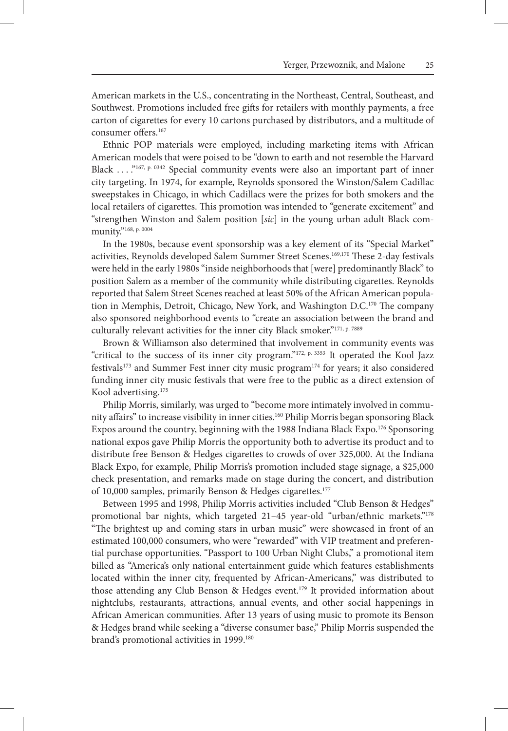American markets in the U.S., concentrating in the Northeast, Central, Southeast, and Southwest. Promotions included free gifts for retailers with monthly payments, a free carton of cigarettes for every 10 cartons purchased by distributors, and a multitude of consumer offers.[167]

Ethnic POP materials were employed, including marketing items with African American models that were poised to be "down to earth and not resemble the Harvard Black . . . ."[167, p. 0342] Special community events were also an important part of inner city targeting. In 1974, for example, Reynolds sponsored the Winston/Salem Cadillac sweepstakes in Chicago, in which Cadillacs were the prizes for both smokers and the local retailers of cigarettes. This promotion was intended to "generate excitement" and "strengthen Winston and Salem position [*sic*] in the young urban adult Black community."[168, p. 0004]

In the 1980s, because event sponsorship was a key element of its "Special Market" activities, Reynolds developed Salem Summer Street Scenes.[169,170] These 2-day festivals were held in the early 1980s "inside neighborhoods that [were] predominantly Black" to position Salem as a member of the community while distributing cigarettes. Reynolds reported that Salem Street Scenes reached at least 50% of the African American population in Memphis, Detroit, Chicago, New York, and Washington D.C.[170] The company also sponsored neighborhood events to "create an association between the brand and culturally relevant activities for the inner city Black smoker."[171, p. 7889]

Brown & Williamson also determined that involvement in community events was "critical to the success of its inner city program."[172, p. 3353] It operated the Kool Jazz festivals[173] and Summer Fest inner city music program[174] for years; it also considered funding inner city music festivals that were free to the public as a direct extension of Kool advertising.[175]

Philip Morris, similarly, was urged to "become more intimately involved in community affairs" to increase visibility in inner cities.[160] Philip Morris began sponsoring Black Expos around the country, beginning with the 1988 Indiana Black Expo.[176] Sponsoring national expos gave Philip Morris the opportunity both to advertise its product and to distribute free Benson & Hedges cigarettes to crowds of over 325,000. At the Indiana Black Expo, for example, Philip Morris's promotion included stage signage, a $25,000 check presentation, and remarks made on stage during the concert, and distribution of 10,000 samples, primarily Benson & Hedges cigarettes.[177]

Between 1995 and 1998, Philip Morris activities included "Club Benson & Hedges" promotional bar nights, which targeted 21–45 year-old "urban/ethnic markets."[178] "The brightest up and coming stars in urban music" were showcased in front of an estimated 100,000 consumers, who were "rewarded" with VIP treatment and preferential purchase opportunities. "Passport to 100 Urban Night Clubs," a promotional item billed as "America's only national entertainment guide which features establishments located within the inner city, frequented by African-Americans," was distributed to those attending any Club Benson & Hedges event.[179] It provided information about nightclubs, restaurants, attractions, annual events, and other social happenings in African American communities. After 13 years of using music to promote its Benson & Hedges brand while seeking a "diverse consumer base," Philip Morris suspended the brand's promotional activities in 1999.[180]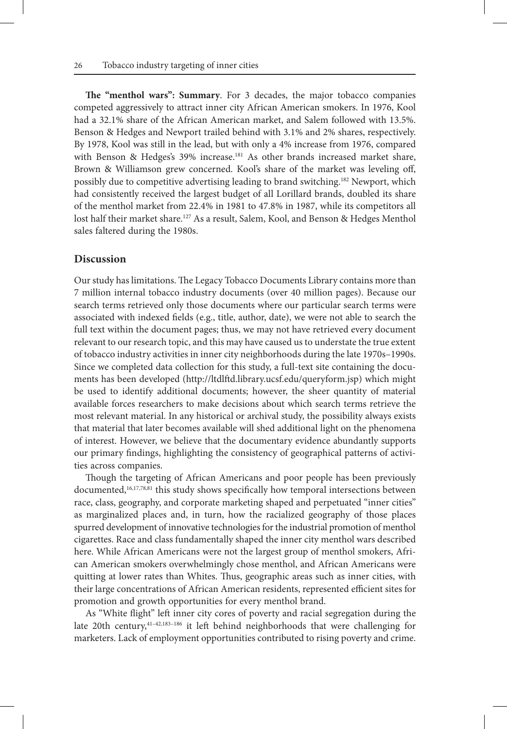**The "menthol wars": Summary**. For 3 decades, the major tobacco companies competed aggressively to attract inner city African American smokers. In 1976, Kool had a 32.1% share of the African American market, and Salem followed with 13.5%. Benson & Hedges and Newport trailed behind with 3.1% and 2% shares, respectively. By 1978, Kool was still in the lead, but with only a 4% increase from 1976, compared with Benson & Hedges's 39% increase.[181] As other brands increased market share, Brown & Williamson grew concerned. Kool's share of the market was leveling off, possibly due to competitive advertising leading to brand switching.[182] Newport, which had consistently received the largest budget of all Lorillard brands, doubled its share of the menthol market from 22.4% in 1981 to 47.8% in 1987, while its competitors all lost half their market share.[127] As a result, Salem, Kool, and Benson & Hedges Menthol sales faltered during the 1980s.

## Discussion

Our study has limitations. The Legacy Tobacco Documents Library contains more than 7 million internal tobacco industry documents (over 40 million pages). Because our search terms retrieved only those documents where our particular search terms were associated with indexed fields (e.g., title, author, date), we were not able to search the full text within the document pages; thus, we may not have retrieved every document relevant to our research topic, and this may have caused us to understate the true extent of tobacco industry activities in inner city neighborhoods during the late 1970s–1990s. Since we completed data collection for this study, a full-text site containing the documents has been developed (http://ltdlftd.library.ucsf.edu/queryform.jsp) which might be used to identify additional documents; however, the sheer quantity of material available forces researchers to make decisions about which search terms retrieve the most relevant material. In any historical or archival study, the possibility always exists that material that later becomes available will shed additional light on the phenomena of interest. However, we believe that the documentary evidence abundantly supports our primary findings, highlighting the consistency of geographical patterns of activities across companies.

Though the targeting of African Americans and poor people has been previously documented,[16,17,78,81] this study shows specifically how temporal intersections between race, class, geography, and corporate marketing shaped and perpetuated "inner cities" as marginalized places and, in turn, how the racialized geography of those places spurred development of innovative technologies for the industrial promotion of menthol cigarettes. Race and class fundamentally shaped the inner city menthol wars described here. While African Americans were not the largest group of menthol smokers, African American smokers overwhelmingly chose menthol, and African Americans were quitting at lower rates than Whites. Thus, geographic areas such as inner cities, with their large concentrations of African American residents, represented efficient sites for promotion and growth opportunities for every menthol brand.

As "White flight" left inner city cores of poverty and racial segregation during the late 20th century,[41–42,183–186] it left behind neighborhoods that were challenging for marketers. Lack of employment opportunities contributed to rising poverty and crime.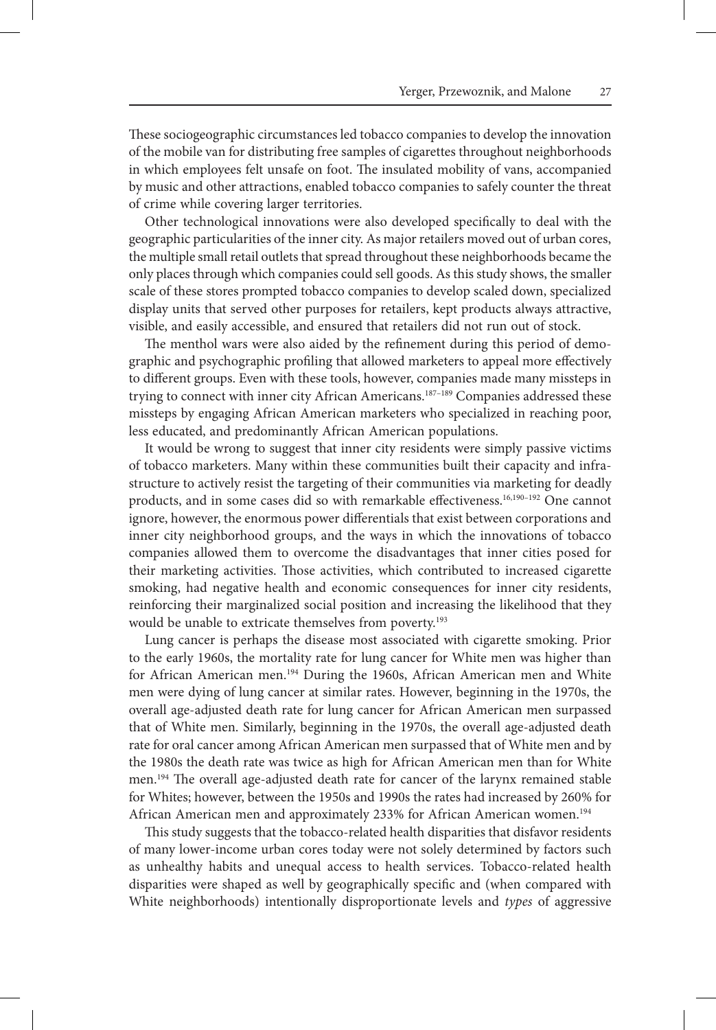These sociogeographic circumstances led tobacco companies to develop the innovation of the mobile van for distributing free samples of cigarettes throughout neighborhoods in which employees felt unsafe on foot. The insulated mobility of vans, accompanied by music and other attractions, enabled tobacco companies to safely counter the threat of crime while covering larger territories.

Other technological innovations were also developed specifically to deal with the geographic particularities of the inner city. As major retailers moved out of urban cores, the multiple small retail outlets that spread throughout these neighborhoods became the only places through which companies could sell goods. As this study shows, the smaller scale of these stores prompted tobacco companies to develop scaled down, specialized display units that served other purposes for retailers, kept products always attractive, visible, and easily accessible, and ensured that retailers did not run out of stock.

The menthol wars were also aided by the refinement during this period of demographic and psychographic profiling that allowed marketers to appeal more effectively to different groups. Even with these tools, however, companies made many missteps in trying to connect with inner city African Americans.[187–189] Companies addressed these missteps by engaging African American marketers who specialized in reaching poor, less educated, and predominantly African American populations.

It would be wrong to suggest that inner city residents were simply passive victims of tobacco marketers. Many within these communities built their capacity and infrastructure to actively resist the targeting of their communities via marketing for deadly products, and in some cases did so with remarkable effectiveness.[16,190–192] One cannot ignore, however, the enormous power differentials that exist between corporations and inner city neighborhood groups, and the ways in which the innovations of tobacco companies allowed them to overcome the disadvantages that inner cities posed for their marketing activities. Those activities, which contributed to increased cigarette smoking, had negative health and economic consequences for inner city residents, reinforcing their marginalized social position and increasing the likelihood that they would be unable to extricate themselves from poverty.[193]

Lung cancer is perhaps the disease most associated with cigarette smoking. Prior to the early 1960s, the mortality rate for lung cancer for White men was higher than for African American men.[194] During the 1960s, African American men and White men were dying of lung cancer at similar rates. However, beginning in the 1970s, the overall age-adjusted death rate for lung cancer for African American men surpassed that of White men. Similarly, beginning in the 1970s, the overall age-adjusted death rate for oral cancer among African American men surpassed that of White men and by the 1980s the death rate was twice as high for African American men than for White men.[194] The overall age-adjusted death rate for cancer of the larynx remained stable for Whites; however, between the 1950s and 1990s the rates had increased by 260% for African American men and approximately 233% for African American women.[194]

This study suggests that the tobacco-related health disparities that disfavor residents of many lower-income urban cores today were not solely determined by factors such as unhealthy habits and unequal access to health services. Tobacco-related health disparities were shaped as well by geographically specific and (when compared with White neighborhoods) intentionally disproportionate levels and *types* of aggressive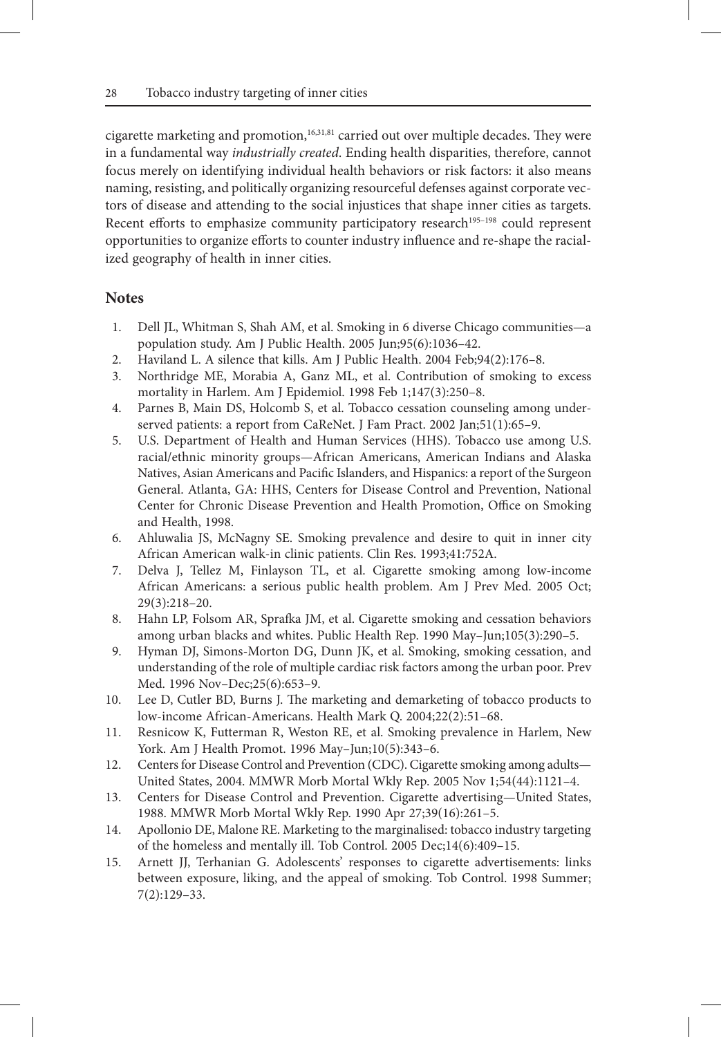cigarette marketing and promotion,[16,31,81] carried out over multiple decades. They were in a fundamental way *industrially created.* Ending health disparities, therefore, cannot focus merely on identifying individual health behaviors or risk factors: it also means naming, resisting, and politically organizing resourceful defenses against corporate vectors of disease and attending to the social injustices that shape inner cities as targets. Recent efforts to emphasize community participatory research[195–198] could represent opportunities to organize efforts to counter industry influence and re-shape the racialized geography of health in inner cities.

## Notes

1. Dell JL, Whitman S, Shah AM, et al. Smoking in 6 diverse Chicago communities—a population study. Am J Public Health. 2005 Jun;95(6):1036–42.
2. Haviland L. A silence that kills. Am J Public Health. 2004 Feb;94(2):176–8.
3. Northridge ME, Morabia A, Ganz ML, et al. Contribution of smoking to excess mortality in Harlem. Am J Epidemiol. 1998 Feb 1;147(3):250–8.
4. Parnes B, Main DS, Holcomb S, et al. Tobacco cessation counseling among underserved patients: a report from CaReNet. J Fam Pract. 2002 Jan;51(1):65–9.
5. U.S. Department of Health and Human Services (HHS). Tobacco use among U.S. racial/ethnic minority groups—African Americans, American Indians and Alaska Natives, Asian Americans and Pacific Islanders, and Hispanics: a report of the Surgeon General. Atlanta, GA: HHS, Centers for Disease Control and Prevention, National Center for Chronic Disease Prevention and Health Promotion, Office on Smoking and Health, 1998.
6. Ahluwalia JS, McNagny SE. Smoking prevalence and desire to quit in inner city African American walk-in clinic patients. Clin Res. 1993;41:752A.
7. Delva J, Tellez M, Finlayson TL, et al. Cigarette smoking among low-income African Americans: a serious public health problem. Am J Prev Med. 2005 Oct; 29(3):218–20.
8. Hahn LP, Folsom AR, Sprafka JM, et al. Cigarette smoking and cessation behaviors among urban blacks and whites. Public Health Rep. 1990 May–Jun;105(3):290–5.
9. Hyman DJ, Simons-Morton DG, Dunn JK, et al. Smoking, smoking cessation, and understanding of the role of multiple cardiac risk factors among the urban poor. Prev Med. 1996 Nov–Dec;25(6):653–9.
10. Lee D, Cutler BD, Burns J. The marketing and demarketing of tobacco products to low-income African-Americans. Health Mark Q. 2004;22(2):51–68.
11. Resnicow K, Futterman R, Weston RE, et al. Smoking prevalence in Harlem, New York. Am J Health Promot. 1996 May–Jun;10(5):343–6.
12. Centers for Disease Control and Prevention (CDC). Cigarette smoking among adults—United States, 2004. MMWR Morb Mortal Wkly Rep. 2005 Nov 1;54(44):1121–4.
13. Centers for Disease Control and Prevention. Cigarette advertising—United States, 1988. MMWR Morb Mortal Wkly Rep. 1990 Apr 27;39(16):261–5.
14. Apollonio DE, Malone RE. Marketing to the marginalised: tobacco industry targeting of the homeless and mentally ill. Tob Control. 2005 Dec;14(6):409–15.
15. Arnett JJ, Terhanian G. Adolescents' responses to cigarette advertisements: links between exposure, liking, and the appeal of smoking. Tob Control. 1998 Summer; 7(2):129–33.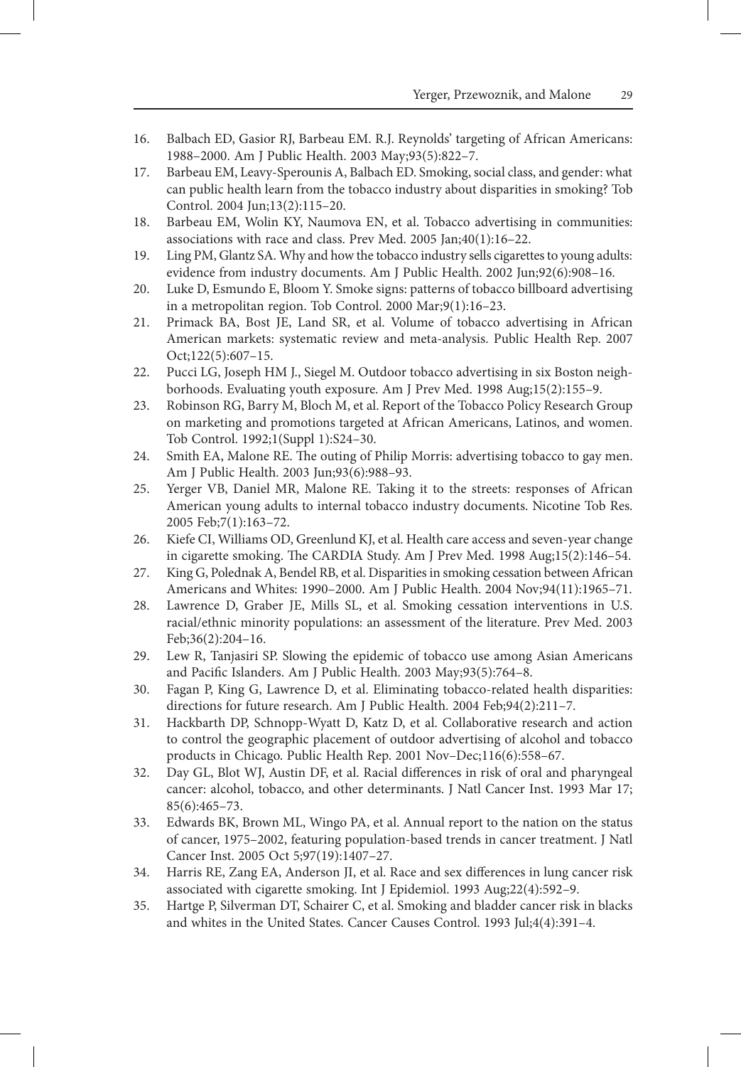16. Balbach ED, Gasior RJ, Barbeau EM. R.J. Reynolds' targeting of African Americans: 1988–2000. Am J Public Health. 2003 May;93(5):822–7.
17. Barbeau EM, Leavy-Sperounis A, Balbach ED. Smoking, social class, and gender: what can public health learn from the tobacco industry about disparities in smoking? Tob Control. 2004 Jun;13(2):115–20.
18. Barbeau EM, Wolin KY, Naumova EN, et al. Tobacco advertising in communities: associations with race and class. Prev Med. 2005 Jan;40(1):16–22.
19. Ling PM, Glantz SA. Why and how the tobacco industry sells cigarettes to young adults: evidence from industry documents. Am J Public Health. 2002 Jun;92(6):908–16.
20. Luke D, Esmundo E, Bloom Y. Smoke signs: patterns of tobacco billboard advertising in a metropolitan region. Tob Control. 2000 Mar;9(1):16–23.
21. Primack BA, Bost JE, Land SR, et al. Volume of tobacco advertising in African American markets: systematic review and meta-analysis. Public Health Rep. 2007 Oct;122(5):607–15.
22. Pucci LG, Joseph HM J., Siegel M. Outdoor tobacco advertising in six Boston neighborhoods. Evaluating youth exposure. Am J Prev Med. 1998 Aug;15(2):155–9.
23. Robinson RG, Barry M, Bloch M, et al. Report of the Tobacco Policy Research Group on marketing and promotions targeted at African Americans, Latinos, and women. Tob Control. 1992;1(Suppl 1):S24–30.
24. Smith EA, Malone RE. The outing of Philip Morris: advertising tobacco to gay men. Am J Public Health. 2003 Jun;93(6):988–93.
25. Yerger VB, Daniel MR, Malone RE. Taking it to the streets: responses of African American young adults to internal tobacco industry documents. Nicotine Tob Res. 2005 Feb;7(1):163–72.
26. Kiefe CI, Williams OD, Greenlund KJ, et al. Health care access and seven-year change in cigarette smoking. The CARDIA Study. Am J Prev Med. 1998 Aug;15(2):146–54.
27. King G, Polednak A, Bendel RB, et al. Disparities in smoking cessation between African Americans and Whites: 1990–2000. Am J Public Health. 2004 Nov;94(11):1965–71.
28. Lawrence D, Graber JE, Mills SL, et al. Smoking cessation interventions in U.S. racial/ethnic minority populations: an assessment of the literature. Prev Med. 2003 Feb;36(2):204–16.
29. Lew R, Tanjasiri SP. Slowing the epidemic of tobacco use among Asian Americans and Pacific Islanders. Am J Public Health. 2003 May;93(5):764–8.
30. Fagan P, King G, Lawrence D, et al. Eliminating tobacco-related health disparities: directions for future research. Am J Public Health. 2004 Feb;94(2):211–7.
31. Hackbarth DP, Schnopp-Wyatt D, Katz D, et al. Collaborative research and action to control the geographic placement of outdoor advertising of alcohol and tobacco products in Chicago. Public Health Rep. 2001 Nov–Dec;116(6):558–67.
32. Day GL, Blot WJ, Austin DF, et al. Racial differences in risk of oral and pharyngeal cancer: alcohol, tobacco, and other determinants. J Natl Cancer Inst. 1993 Mar 17; 85(6):465–73.
33. Edwards BK, Brown ML, Wingo PA, et al. Annual report to the nation on the status of cancer, 1975–2002, featuring population-based trends in cancer treatment. J Natl Cancer Inst. 2005 Oct 5;97(19):1407–27.
34. Harris RE, Zang EA, Anderson JI, et al. Race and sex differences in lung cancer risk associated with cigarette smoking. Int J Epidemiol. 1993 Aug;22(4):592–9.
35. Hartge P, Silverman DT, Schairer C, et al. Smoking and bladder cancer risk in blacks and whites in the United States. Cancer Causes Control. 1993 Jul;4(4):391–4.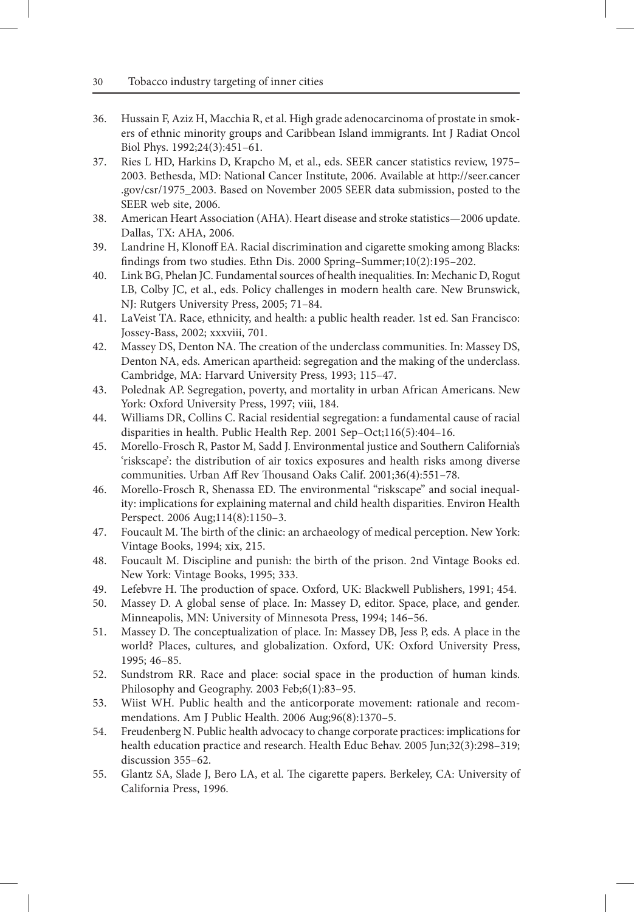36. Hussain F, Aziz H, Macchia R, et al. High grade adenocarcinoma of prostate in smokers of ethnic minority groups and Caribbean Island immigrants. Int J Radiat Oncol Biol Phys. 1992;24(3):451–61.
37. Ries L HD, Harkins D, Krapcho M, et al., eds. SEER cancer statistics review, 1975–2003. Bethesda, MD: National Cancer Institute, 2006. Available at http://seer.cancer.gov/csr/1975_2003. Based on November 2005 SEER data submission, posted to the SEER web site, 2006.
38. American Heart Association (AHA). Heart disease and stroke statistics—2006 update. Dallas, TX: AHA, 2006.
39. Landrine H, Klonoff EA. Racial discrimination and cigarette smoking among Blacks: findings from two studies. Ethn Dis. 2000 Spring–Summer;10(2):195–202.
40. Link BG, Phelan JC. Fundamental sources of health inequalities. In: Mechanic D, Rogut LB, Colby JC, et al., eds. Policy challenges in modern health care. New Brunswick, NJ: Rutgers University Press, 2005; 71–84.
41. LaVeist TA. Race, ethnicity, and health: a public health reader. 1st ed. San Francisco: Jossey-Bass, 2002; xxxviii, 701.
42. Massey DS, Denton NA. The creation of the underclass communities. In: Massey DS, Denton NA, eds. American apartheid: segregation and the making of the underclass. Cambridge, MA: Harvard University Press, 1993; 115–47.
43. Polednak AP. Segregation, poverty, and mortality in urban African Americans. New York: Oxford University Press, 1997; viii, 184.
44. Williams DR, Collins C. Racial residential segregation: a fundamental cause of racial disparities in health. Public Health Rep. 2001 Sep–Oct;116(5):404–16.
45. Morello-Frosch R, Pastor M, Sadd J. Environmental justice and Southern California's 'riskscape': the distribution of air toxics exposures and health risks among diverse communities. Urban Aff Rev Thousand Oaks Calif. 2001;36(4):551–78.
46. Morello-Frosch R, Shenassa ED. The environmental "riskscape" and social inequality: implications for explaining maternal and child health disparities. Environ Health Perspect. 2006 Aug;114(8):1150–3.
47. Foucault M. The birth of the clinic: an archaeology of medical perception. New York: Vintage Books, 1994; xix, 215.
48. Foucault M. Discipline and punish: the birth of the prison. 2nd Vintage Books ed. New York: Vintage Books, 1995; 333.
49. Lefebvre H. The production of space. Oxford, UK: Blackwell Publishers, 1991; 454.
50. Massey D. A global sense of place. In: Massey D, editor. Space, place, and gender. Minneapolis, MN: University of Minnesota Press, 1994; 146–56.
51. Massey D. The conceptualization of place. In: Massey DB, Jess P, eds. A place in the world? Places, cultures, and globalization. Oxford, UK: Oxford University Press, 1995; 46–85.
52. Sundstrom RR. Race and place: social space in the production of human kinds. Philosophy and Geography. 2003 Feb;6(1):83–95.
53. Wiist WH. Public health and the anticorporate movement: rationale and recommendations. Am J Public Health. 2006 Aug;96(8):1370–5.
54. Freudenberg N. Public health advocacy to change corporate practices: implications for health education practice and research. Health Educ Behav. 2005 Jun;32(3):298–319; discussion 355–62.
55. Glantz SA, Slade J, Bero LA, et al. The cigarette papers. Berkeley, CA: University of California Press, 1996.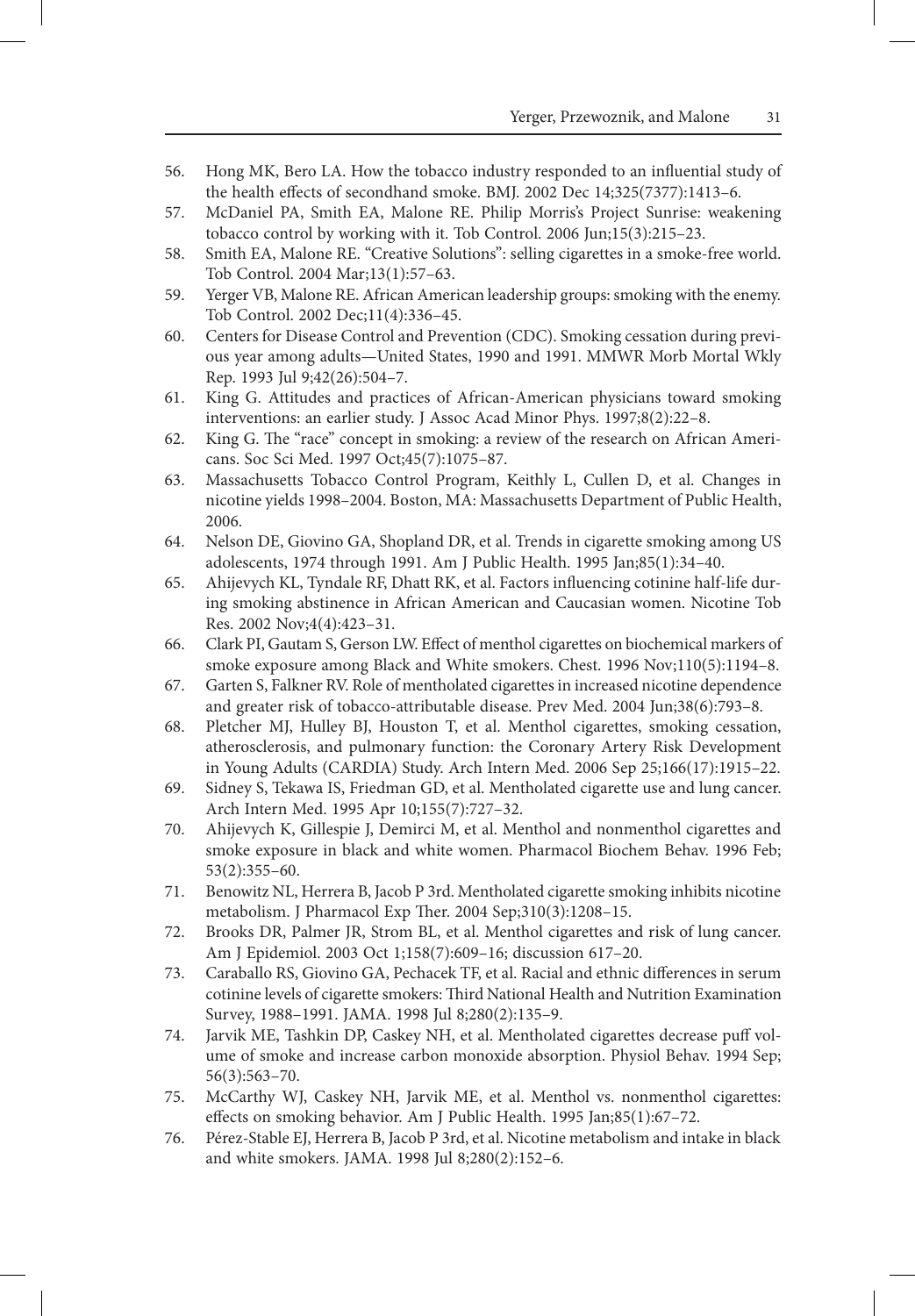56. Hong MK, Bero LA. How the tobacco industry responded to an influential study of the health effects of secondhand smoke. BMJ. 2002 Dec 14;325(7377):1413–6.
57. McDaniel PA, Smith EA, Malone RE. Philip Morris's Project Sunrise: weakening tobacco control by working with it. Tob Control. 2006 Jun;15(3):215–23.
58. Smith EA, Malone RE. "Creative Solutions": selling cigarettes in a smoke-free world. Tob Control. 2004 Mar;13(1):57–63.
59. Yerger VB, Malone RE. African American leadership groups: smoking with the enemy. Tob Control. 2002 Dec;11(4):336–45.
60. Centers for Disease Control and Prevention (CDC). Smoking cessation during previous year among adults—United States, 1990 and 1991. MMWR Morb Mortal Wkly Rep. 1993 Jul 9;42(26):504–7.
61. King G. Attitudes and practices of African-American physicians toward smoking interventions: an earlier study. J Assoc Acad Minor Phys. 1997;8(2):22–8.
62. King G. The "race" concept in smoking: a review of the research on African Americans. Soc Sci Med. 1997 Oct;45(7):1075–87.
63. Massachusetts Tobacco Control Program, Keithly L, Cullen D, et al. Changes in nicotine yields 1998–2004. Boston, MA: Massachusetts Department of Public Health, 2006.
64. Nelson DE, Giovino GA, Shopland DR, et al. Trends in cigarette smoking among US adolescents, 1974 through 1991. Am J Public Health. 1995 Jan;85(1):34–40.
65. Ahijevych KL, Tyndale RF, Dhatt RK, et al. Factors influencing cotinine half-life during smoking abstinence in African American and Caucasian women. Nicotine Tob Res. 2002 Nov;4(4):423–31.
66. Clark PI, Gautam S, Gerson LW. Effect of menthol cigarettes on biochemical markers of smoke exposure among Black and White smokers. Chest. 1996 Nov;110(5):1194–8.
67. Garten S, Falkner RV. Role of mentholated cigarettes in increased nicotine dependence and greater risk of tobacco-attributable disease. Prev Med. 2004 Jun;38(6):793–8.
68. Pletcher MJ, Hulley BJ, Houston T, et al. Menthol cigarettes, smoking cessation, atherosclerosis, and pulmonary function: the Coronary Artery Risk Development in Young Adults (CARDIA) Study. Arch Intern Med. 2006 Sep 25;166(17):1915–22.
69. Sidney S, Tekawa IS, Friedman GD, et al. Mentholated cigarette use and lung cancer. Arch Intern Med. 1995 Apr 10;155(7):727–32.
70. Ahijevych K, Gillespie J, Demirci M, et al. Menthol and nonmenthol cigarettes and smoke exposure in black and white women. Pharmacol Biochem Behav. 1996 Feb; 53(2):355–60.
71. Benowitz NL, Herrera B, Jacob P 3rd. Mentholated cigarette smoking inhibits nicotine metabolism. J Pharmacol Exp Ther. 2004 Sep;310(3):1208–15.
72. Brooks DR, Palmer JR, Strom BL, et al. Menthol cigarettes and risk of lung cancer. Am J Epidemiol. 2003 Oct 1;158(7):609–16; discussion 617–20.
73. Caraballo RS, Giovino GA, Pechacek TF, et al. Racial and ethnic differences in serum cotinine levels of cigarette smokers: Third National Health and Nutrition Examination Survey, 1988–1991. JAMA. 1998 Jul 8;280(2):135–9.
74. Jarvik ME, Tashkin DP, Caskey NH, et al. Mentholated cigarettes decrease puff volume of smoke and increase carbon monoxide absorption. Physiol Behav. 1994 Sep; 56(3):563–70.
75. McCarthy WJ, Caskey NH, Jarvik ME, et al. Menthol vs. nonmenthol cigarettes: effects on smoking behavior. Am J Public Health. 1995 Jan;85(1):67–72.
76. Pérez-Stable EJ, Herrera B, Jacob P 3rd, et al. Nicotine metabolism and intake in black and white smokers. JAMA. 1998 Jul 8;280(2):152–6.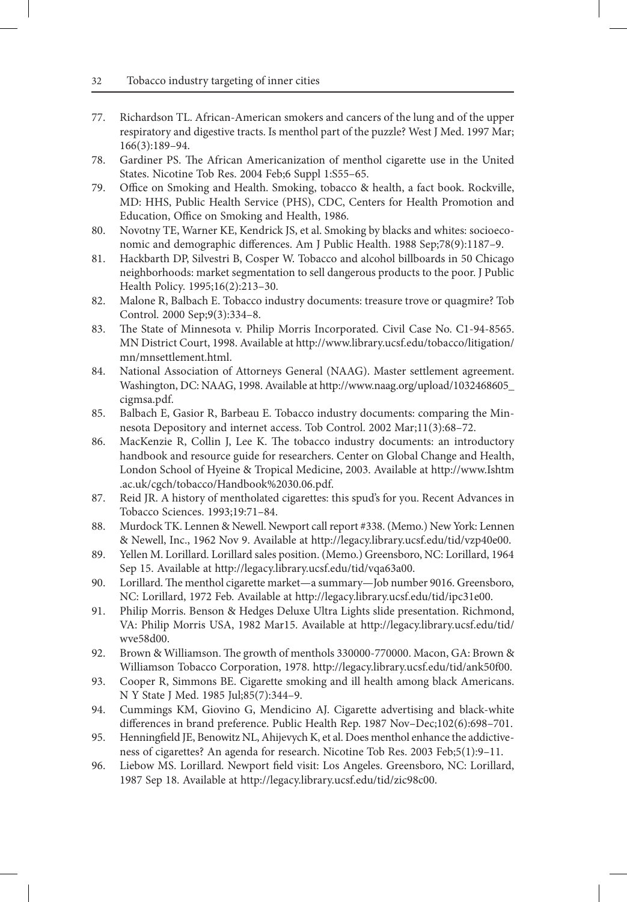77. Richardson TL. African-American smokers and cancers of the lung and of the upper respiratory and digestive tracts. Is menthol part of the puzzle? West J Med. 1997 Mar; 166(3):189–94.
78. Gardiner PS. The African Americanization of menthol cigarette use in the United States. Nicotine Tob Res. 2004 Feb;6 Suppl 1:S55–65.
79. Office on Smoking and Health. Smoking, tobacco & health, a fact book. Rockville, MD: HHS, Public Health Service (PHS), CDC, Centers for Health Promotion and Education, Office on Smoking and Health, 1986.
80. Novotny TE, Warner KE, Kendrick JS, et al. Smoking by blacks and whites: socioeconomic and demographic differences. Am J Public Health. 1988 Sep;78(9):1187–9.
81. Hackbarth DP, Silvestri B, Cosper W. Tobacco and alcohol billboards in 50 Chicago neighborhoods: market segmentation to sell dangerous products to the poor. J Public Health Policy. 1995;16(2):213–30.
82. Malone R, Balbach E. Tobacco industry documents: treasure trove or quagmire? Tob Control. 2000 Sep;9(3):334–8.
83. The State of Minnesota v. Philip Morris Incorporated. Civil Case No. C1-94-8565. MN District Court, 1998. Available at http://www.library.ucsf.edu/tobacco/litigation/mn/mnsettlement.html.
84. National Association of Attorneys General (NAAG). Master settlement agreement. Washington, DC: NAAG, 1998. Available at http://www.naag.org/upload/1032468605_cigmsa.pdf.
85. Balbach E, Gasior R, Barbeau E. Tobacco industry documents: comparing the Minnesota Depository and internet access. Tob Control. 2002 Mar;11(3):68–72.
86. MacKenzie R, Collin J, Lee K. The tobacco industry documents: an introductory handbook and resource guide for researchers. Center on Global Change and Health, London School of Hyeine & Tropical Medicine, 2003. Available at http://www.Ishtm.ac.uk/cgch/tobacco/Handbook%2030.06.pdf.
87. Reid JR. A history of mentholated cigarettes: this spud's for you. Recent Advances in Tobacco Sciences. 1993;19:71–84.
88. Murdock TK. Lennen & Newell. Newport call report #338. (Memo.) New York: Lennen & Newell, Inc., 1962 Nov 9. Available at http://legacy.library.ucsf.edu/tid/vzp40e00.
89. Yellen M. Lorillard. Lorillard sales position. (Memo.) Greensboro, NC: Lorillard, 1964 Sep 15. Available at http://legacy.library.ucsf.edu/tid/vqa63a00.
90. Lorillard. The menthol cigarette market—a summary—Job number 9016. Greensboro, NC: Lorillard, 1972 Feb. Available at http://legacy.library.ucsf.edu/tid/ipc31e00.
91. Philip Morris. Benson & Hedges Deluxe Ultra Lights slide presentation. Richmond, VA: Philip Morris USA, 1982 Mar15. Available at http://legacy.library.ucsf.edu/tid/wve58d00.
92. Brown & Williamson. The growth of menthols 330000-770000. Macon, GA: Brown & Williamson Tobacco Corporation, 1978. http://legacy.library.ucsf.edu/tid/ank50f00.
93. Cooper R, Simmons BE. Cigarette smoking and ill health among black Americans. N Y State J Med. 1985 Jul;85(7):344–9.
94. Cummings KM, Giovino G, Mendicino AJ. Cigarette advertising and black-white differences in brand preference. Public Health Rep. 1987 Nov–Dec;102(6):698–701.
95. Henningfield JE, Benowitz NL, Ahijevych K, et al. Does menthol enhance the addictiveness of cigarettes? An agenda for research. Nicotine Tob Res. 2003 Feb;5(1):9–11.
96. Liebow MS. Lorillard. Newport field visit: Los Angeles. Greensboro, NC: Lorillard, 1987 Sep 18. Available at http://legacy.library.ucsf.edu/tid/zic98c00.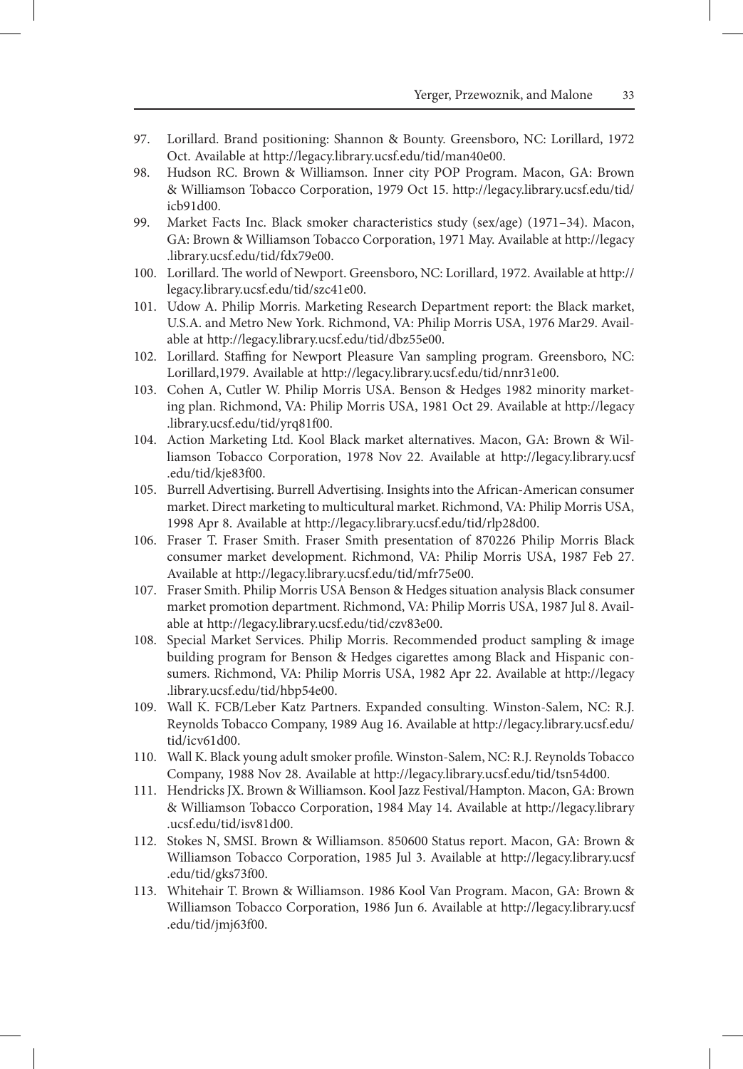97. Lorillard. Brand positioning: Shannon & Bounty. Greensboro, NC: Lorillard, 1972 Oct. Available at http://legacy.library.ucsf.edu/tid/man40e00.
98. Hudson RC. Brown & Williamson. Inner city POP Program. Macon, GA: Brown & Williamson Tobacco Corporation, 1979 Oct 15. http://legacy.library.ucsf.edu/tid/icb91d00.
99. Market Facts Inc. Black smoker characteristics study (sex/age) (1971–34). Macon, GA: Brown & Williamson Tobacco Corporation, 1971 May. Available at http://legacy.library.ucsf.edu/tid/fdx79e00.
100. Lorillard. The world of Newport. Greensboro, NC: Lorillard, 1972. Available at http://legacy.library.ucsf.edu/tid/szc41e00.
101. Udow A. Philip Morris. Marketing Research Department report: the Black market, U.S.A. and Metro New York. Richmond, VA: Philip Morris USA, 1976 Mar29. Available at http://legacy.library.ucsf.edu/tid/dbz55e00.
102. Lorillard. Staffing for Newport Pleasure Van sampling program. Greensboro, NC: Lorillard,1979. Available at http://legacy.library.ucsf.edu/tid/nnr31e00.
103. Cohen A, Cutler W. Philip Morris USA. Benson & Hedges 1982 minority marketing plan. Richmond, VA: Philip Morris USA, 1981 Oct 29. Available at http://legacy.library.ucsf.edu/tid/yrq81f00.
104. Action Marketing Ltd. Kool Black market alternatives. Macon, GA: Brown & Williamson Tobacco Corporation, 1978 Nov 22. Available at http://legacy.library.ucsf.edu/tid/kje83f00.
105. Burrell Advertising. Burrell Advertising. Insights into the African-American consumer market. Direct marketing to multicultural market. Richmond, VA: Philip Morris USA, 1998 Apr 8. Available at http://legacy.library.ucsf.edu/tid/rlp28d00.
106. Fraser T. Fraser Smith. Fraser Smith presentation of 870226 Philip Morris Black consumer market development. Richmond, VA: Philip Morris USA, 1987 Feb 27. Available at http://legacy.library.ucsf.edu/tid/mfr75e00.
107. Fraser Smith. Philip Morris USA Benson & Hedges situation analysis Black consumer market promotion department. Richmond, VA: Philip Morris USA, 1987 Jul 8. Available at http://legacy.library.ucsf.edu/tid/czv83e00.
108. Special Market Services. Philip Morris. Recommended product sampling & image building program for Benson & Hedges cigarettes among Black and Hispanic consumers. Richmond, VA: Philip Morris USA, 1982 Apr 22. Available at http://legacy.library.ucsf.edu/tid/hbp54e00.
109. Wall K. FCB/Leber Katz Partners. Expanded consulting. Winston-Salem, NC: R.J. Reynolds Tobacco Company, 1989 Aug 16. Available at http://legacy.library.ucsf.edu/tid/icv61d00.
110. Wall K. Black young adult smoker profile. Winston-Salem, NC: R.J. Reynolds Tobacco Company, 1988 Nov 28. Available at http://legacy.library.ucsf.edu/tid/tsn54d00.
111. Hendricks JX. Brown & Williamson. Kool Jazz Festival/Hampton. Macon, GA: Brown & Williamson Tobacco Corporation, 1984 May 14. Available at http://legacy.library.ucsf.edu/tid/isv81d00.
112. Stokes N, SMSI. Brown & Williamson. 850600 Status report. Macon, GA: Brown & Williamson Tobacco Corporation, 1985 Jul 3. Available at http://legacy.library.ucsf.edu/tid/gks73f00.
113. Whitehair T. Brown & Williamson. 1986 Kool Van Program. Macon, GA: Brown & Williamson Tobacco Corporation, 1986 Jun 6. Available at http://legacy.library.ucsf.edu/tid/jmj63f00.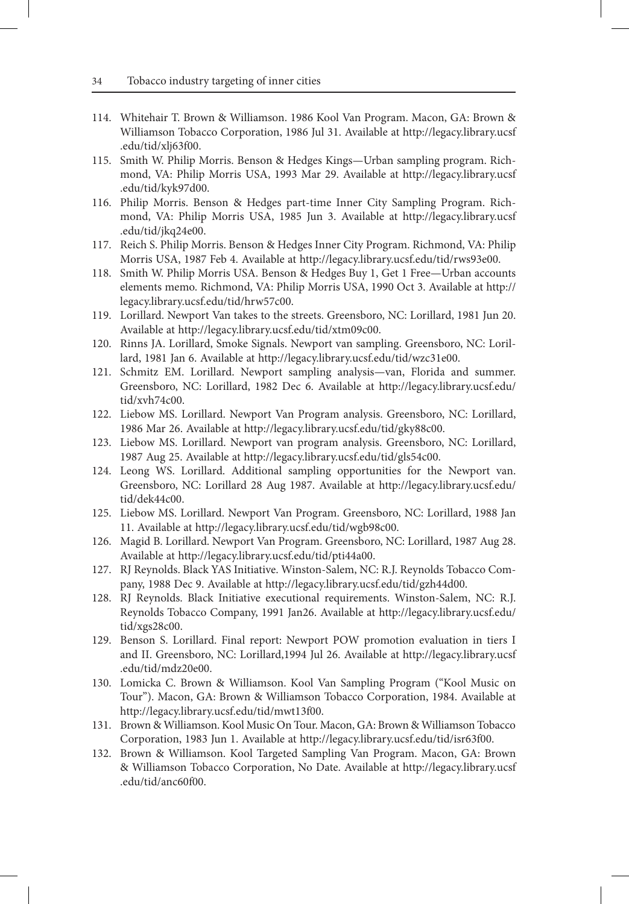114. Whitehair T. Brown & Williamson. 1986 Kool Van Program. Macon, GA: Brown & Williamson Tobacco Corporation, 1986 Jul 31. Available at http://legacy.library.ucsf.edu/tid/xlj63f00.
115. Smith W. Philip Morris. Benson & Hedges Kings—Urban sampling program. Richmond, VA: Philip Morris USA, 1993 Mar 29. Available at http://legacy.library.ucsf.edu/tid/kyk97d00.
116. Philip Morris. Benson & Hedges part-time Inner City Sampling Program. Richmond, VA: Philip Morris USA, 1985 Jun 3. Available at http://legacy.library.ucsf.edu/tid/jkq24e00.
117. Reich S. Philip Morris. Benson & Hedges Inner City Program. Richmond, VA: Philip Morris USA, 1987 Feb 4. Available at http://legacy.library.ucsf.edu/tid/rws93e00.
118. Smith W. Philip Morris USA. Benson & Hedges Buy 1, Get 1 Free—Urban accounts elements memo. Richmond, VA: Philip Morris USA, 1990 Oct 3. Available at http://legacy.library.ucsf.edu/tid/hrw57c00.
119. Lorillard. Newport Van takes to the streets. Greensboro, NC: Lorillard, 1981 Jun 20. Available at http://legacy.library.ucsf.edu/tid/xtm09c00.
120. Rinns JA. Lorillard, Smoke Signals. Newport van sampling. Greensboro, NC: Lorillard, 1981 Jan 6. Available at http://legacy.library.ucsf.edu/tid/wzc31e00.
121. Schmitz EM. Lorillard. Newport sampling analysis—van, Florida and summer. Greensboro, NC: Lorillard, 1982 Dec 6. Available at http://legacy.library.ucsf.edu/tid/xvh74c00.
122. Liebow MS. Lorillard. Newport Van Program analysis. Greensboro, NC: Lorillard, 1986 Mar 26. Available at http://legacy.library.ucsf.edu/tid/gky88c00.
123. Liebow MS. Lorillard. Newport van program analysis. Greensboro, NC: Lorillard, 1987 Aug 25. Available at http://legacy.library.ucsf.edu/tid/gls54c00.
124. Leong WS. Lorillard. Additional sampling opportunities for the Newport van. Greensboro, NC: Lorillard 28 Aug 1987. Available at http://legacy.library.ucsf.edu/tid/dek44c00.
125. Liebow MS. Lorillard. Newport Van Program. Greensboro, NC: Lorillard, 1988 Jan 11. Available at http://legacy.library.ucsf.edu/tid/wgb98c00.
126. Magid B. Lorillard. Newport Van Program. Greensboro, NC: Lorillard, 1987 Aug 28. Available at http://legacy.library.ucsf.edu/tid/pti44a00.
127. RJ Reynolds. Black YAS Initiative. Winston-Salem, NC: R.J. Reynolds Tobacco Company, 1988 Dec 9. Available at http://legacy.library.ucsf.edu/tid/gzh44d00.
128. RJ Reynolds. Black Initiative executional requirements. Winston-Salem, NC: R.J. Reynolds Tobacco Company, 1991 Jan26. Available at http://legacy.library.ucsf.edu/tid/xgs28c00.
129. Benson S. Lorillard. Final report: Newport POW promotion evaluation in tiers I and II. Greensboro, NC: Lorillard,1994 Jul 26. Available at http://legacy.library.ucsf.edu/tid/mdz20e00.
130. Lomicka C. Brown & Williamson. Kool Van Sampling Program ("Kool Music on Tour"). Macon, GA: Brown & Williamson Tobacco Corporation, 1984. Available at http://legacy.library.ucsf.edu/tid/mwt13f00.
131. Brown & Williamson. Kool Music On Tour. Macon, GA: Brown & Williamson Tobacco Corporation, 1983 Jun 1. Available at http://legacy.library.ucsf.edu/tid/isr63f00.
132. Brown & Williamson. Kool Targeted Sampling Van Program. Macon, GA: Brown & Williamson Tobacco Corporation, No Date. Available at http://legacy.library.ucsf.edu/tid/anc60f00.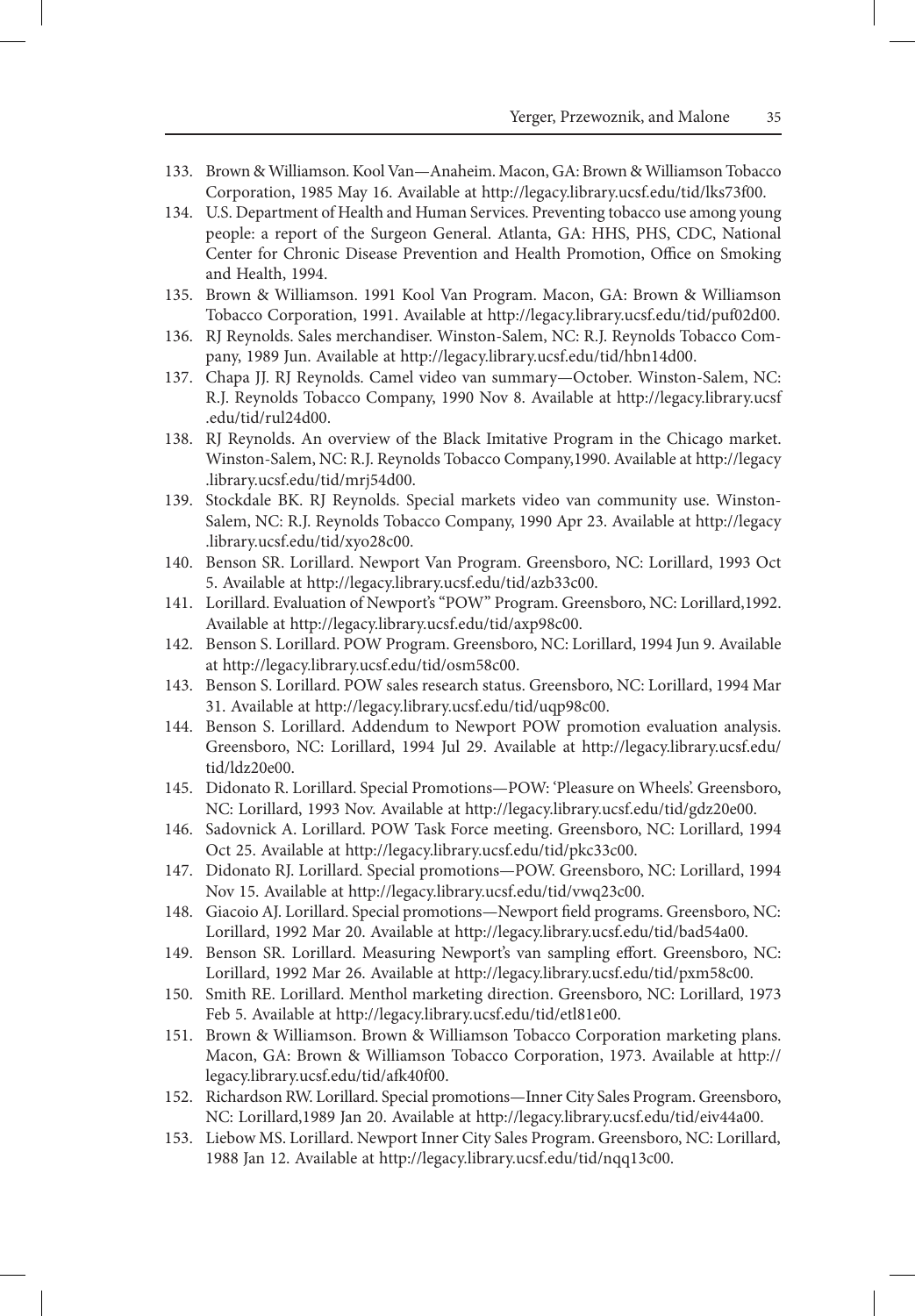133. Brown & Williamson. Kool Van—Anaheim. Macon, GA: Brown & Williamson Tobacco Corporation, 1985 May 16. Available at http://legacy.library.ucsf.edu/tid/lks73f00.
134. U.S. Department of Health and Human Services. Preventing tobacco use among young people: a report of the Surgeon General. Atlanta, GA: HHS, PHS, CDC, National Center for Chronic Disease Prevention and Health Promotion, Office on Smoking and Health, 1994.
135. Brown & Williamson. 1991 Kool Van Program. Macon, GA: Brown & Williamson Tobacco Corporation, 1991. Available at http://legacy.library.ucsf.edu/tid/puf02d00.
136. RJ Reynolds. Sales merchandiser. Winston-Salem, NC: R.J. Reynolds Tobacco Company, 1989 Jun. Available at http://legacy.library.ucsf.edu/tid/hbn14d00.
137. Chapa JJ. RJ Reynolds. Camel video van summary—October. Winston-Salem, NC: R.J. Reynolds Tobacco Company, 1990 Nov 8. Available at http://legacy.library.ucsf.edu/tid/rul24d00.
138. RJ Reynolds. An overview of the Black Imitative Program in the Chicago market. Winston-Salem, NC: R.J. Reynolds Tobacco Company,1990. Available at http://legacy.library.ucsf.edu/tid/mrj54d00.
139. Stockdale BK. RJ Reynolds. Special markets video van community use. Winston-Salem, NC: R.J. Reynolds Tobacco Company, 1990 Apr 23. Available at http://legacy.library.ucsf.edu/tid/xyo28c00.
140. Benson SR. Lorillard. Newport Van Program. Greensboro, NC: Lorillard, 1993 Oct 5. Available at http://legacy.library.ucsf.edu/tid/azb33c00.
141. Lorillard. Evaluation of Newport's "POW" Program. Greensboro, NC: Lorillard,1992. Available at http://legacy.library.ucsf.edu/tid/axp98c00.
142. Benson S. Lorillard. POW Program. Greensboro, NC: Lorillard, 1994 Jun 9. Available at http://legacy.library.ucsf.edu/tid/osm58c00.
143. Benson S. Lorillard. POW sales research status. Greensboro, NC: Lorillard, 1994 Mar 31. Available at http://legacy.library.ucsf.edu/tid/uqp98c00.
144. Benson S. Lorillard. Addendum to Newport POW promotion evaluation analysis. Greensboro, NC: Lorillard, 1994 Jul 29. Available at http://legacy.library.ucsf.edu/tid/ldz20e00.
145. Didonato R. Lorillard. Special Promotions—POW: 'Pleasure on Wheels'. Greensboro, NC: Lorillard, 1993 Nov. Available at http://legacy.library.ucsf.edu/tid/gdz20e00.
146. Sadovnick A. Lorillard. POW Task Force meeting. Greensboro, NC: Lorillard, 1994 Oct 25. Available at http://legacy.library.ucsf.edu/tid/pkc33c00.
147. Didonato RJ. Lorillard. Special promotions—POW. Greensboro, NC: Lorillard, 1994 Nov 15. Available at http://legacy.library.ucsf.edu/tid/vwq23c00.
148. Giacoio AJ. Lorillard. Special promotions—Newport field programs. Greensboro, NC: Lorillard, 1992 Mar 20. Available at http://legacy.library.ucsf.edu/tid/bad54a00.
149. Benson SR. Lorillard. Measuring Newport's van sampling effort. Greensboro, NC: Lorillard, 1992 Mar 26. Available at http://legacy.library.ucsf.edu/tid/pxm58c00.
150. Smith RE. Lorillard. Menthol marketing direction. Greensboro, NC: Lorillard, 1973 Feb 5. Available at http://legacy.library.ucsf.edu/tid/etl81e00.
151. Brown & Williamson. Brown & Williamson Tobacco Corporation marketing plans. Macon, GA: Brown & Williamson Tobacco Corporation, 1973. Available at http://legacy.library.ucsf.edu/tid/afk40f00.
152. Richardson RW. Lorillard. Special promotions—Inner City Sales Program. Greensboro, NC: Lorillard,1989 Jan 20. Available at http://legacy.library.ucsf.edu/tid/eiv44a00.
153. Liebow MS. Lorillard. Newport Inner City Sales Program. Greensboro, NC: Lorillard, 1988 Jan 12. Available at http://legacy.library.ucsf.edu/tid/nqq13c00.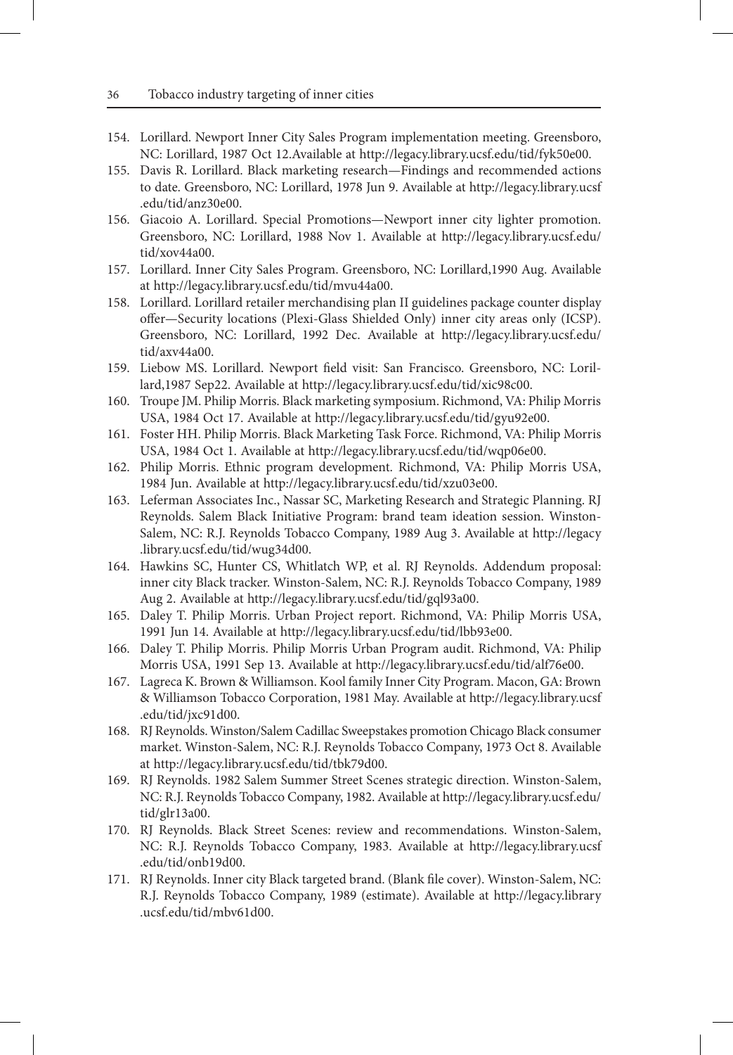154. Lorillard. Newport Inner City Sales Program implementation meeting. Greensboro, NC: Lorillard, 1987 Oct 12.Available at http://legacy.library.ucsf.edu/tid/fyk50e00.
155. Davis R. Lorillard. Black marketing research—Findings and recommended actions to date. Greensboro, NC: Lorillard, 1978 Jun 9. Available at http://legacy.library.ucsf.edu/tid/anz30e00.
156. Giacoio A. Lorillard. Special Promotions—Newport inner city lighter promotion. Greensboro, NC: Lorillard, 1988 Nov 1. Available at http://legacy.library.ucsf.edu/tid/xov44a00.
157. Lorillard. Inner City Sales Program. Greensboro, NC: Lorillard,1990 Aug. Available at http://legacy.library.ucsf.edu/tid/mvu44a00.
158. Lorillard. Lorillard retailer merchandising plan II guidelines package counter display offer—Security locations (Plexi-Glass Shielded Only) inner city areas only (ICSP). Greensboro, NC: Lorillard, 1992 Dec. Available at http://legacy.library.ucsf.edu/tid/axv44a00.
159. Liebow MS. Lorillard. Newport field visit: San Francisco. Greensboro, NC: Lorillard,1987 Sep22. Available at http://legacy.library.ucsf.edu/tid/xic98c00.
160. Troupe JM. Philip Morris. Black marketing symposium. Richmond, VA: Philip Morris USA, 1984 Oct 17. Available at http://legacy.library.ucsf.edu/tid/gyu92e00.
161. Foster HH. Philip Morris. Black Marketing Task Force. Richmond, VA: Philip Morris USA, 1984 Oct 1. Available at http://legacy.library.ucsf.edu/tid/wqp06e00.
162. Philip Morris. Ethnic program development. Richmond, VA: Philip Morris USA, 1984 Jun. Available at http://legacy.library.ucsf.edu/tid/xzu03e00.
163. Leferman Associates Inc., Nassar SC, Marketing Research and Strategic Planning. RJ Reynolds. Salem Black Initiative Program: brand team ideation session. Winston-Salem, NC: R.J. Reynolds Tobacco Company, 1989 Aug 3. Available at http://legacy.library.ucsf.edu/tid/wug34d00.
164. Hawkins SC, Hunter CS, Whitlatch WP, et al. RJ Reynolds. Addendum proposal: inner city Black tracker. Winston-Salem, NC: R.J. Reynolds Tobacco Company, 1989 Aug 2. Available at http://legacy.library.ucsf.edu/tid/gql93a00.
165. Daley T. Philip Morris. Urban Project report. Richmond, VA: Philip Morris USA, 1991 Jun 14. Available at http://legacy.library.ucsf.edu/tid/lbb93e00.
166. Daley T. Philip Morris. Philip Morris Urban Program audit. Richmond, VA: Philip Morris USA, 1991 Sep 13. Available at http://legacy.library.ucsf.edu/tid/alf76e00.
167. Lagreca K. Brown & Williamson. Kool family Inner City Program. Macon, GA: Brown & Williamson Tobacco Corporation, 1981 May. Available at http://legacy.library.ucsf.edu/tid/jxc91d00.
168. RJ Reynolds. Winston/Salem Cadillac Sweepstakes promotion Chicago Black consumer market. Winston-Salem, NC: R.J. Reynolds Tobacco Company, 1973 Oct 8. Available at http://legacy.library.ucsf.edu/tid/tbk79d00.
169. RJ Reynolds. 1982 Salem Summer Street Scenes strategic direction. Winston-Salem, NC: R.J. Reynolds Tobacco Company, 1982. Available at http://legacy.library.ucsf.edu/tid/glr13a00.
170. RJ Reynolds. Black Street Scenes: review and recommendations. Winston-Salem, NC: R.J. Reynolds Tobacco Company, 1983. Available at http://legacy.library.ucsf.edu/tid/onb19d00.
171. RJ Reynolds. Inner city Black targeted brand. (Blank file cover). Winston-Salem, NC: R.J. Reynolds Tobacco Company, 1989 (estimate). Available at http://legacy.library.ucsf.edu/tid/mbv61d00.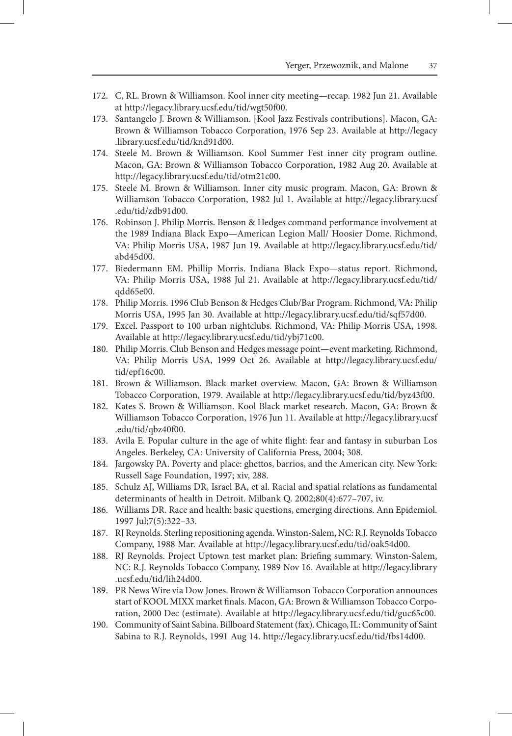172. C, RL. Brown & Williamson. Kool inner city meeting—recap. 1982 Jun 21. Available at http://legacy.library.ucsf.edu/tid/wgt50f00.
173. Santangelo J. Brown & Williamson. [Kool Jazz Festivals contributions]. Macon, GA: Brown & Williamson Tobacco Corporation, 1976 Sep 23. Available at http://legacy.library.ucsf.edu/tid/knd91d00.
174. Steele M. Brown & Williamson. Kool Summer Fest inner city program outline. Macon, GA: Brown & Williamson Tobacco Corporation, 1982 Aug 20. Available at http://legacy.library.ucsf.edu/tid/otm21c00.
175. Steele M. Brown & Williamson. Inner city music program. Macon, GA: Brown & Williamson Tobacco Corporation, 1982 Jul 1. Available at http://legacy.library.ucsf.edu/tid/zdb91d00.
176. Robinson J. Philip Morris. Benson & Hedges command performance involvement at the 1989 Indiana Black Expo—American Legion Mall/ Hoosier Dome. Richmond, VA: Philip Morris USA, 1987 Jun 19. Available at http://legacy.library.ucsf.edu/tid/abd45d00.
177. Biedermann EM. Phillip Morris. Indiana Black Expo—status report. Richmond, VA: Philip Morris USA, 1988 Jul 21. Available at http://legacy.library.ucsf.edu/tid/qdd65e00.
178. Philip Morris. 1996 Club Benson & Hedges Club/Bar Program. Richmond, VA: Philip Morris USA, 1995 Jan 30. Available at http://legacy.library.ucsf.edu/tid/sqf57d00.
179. Excel. Passport to 100 urban nightclubs. Richmond, VA: Philip Morris USA, 1998. Available at http://legacy.library.ucsf.edu/tid/ybj71c00.
180. Philip Morris. Club Benson and Hedges message point—event marketing. Richmond, VA: Philip Morris USA, 1999 Oct 26. Available at http://legacy.library.ucsf.edu/tid/epf16c00.
181. Brown & Williamson. Black market overview. Macon, GA: Brown & Williamson Tobacco Corporation, 1979. Available at http://legacy.library.ucsf.edu/tid/byz43f00.
182. Kates S. Brown & Williamson. Kool Black market research. Macon, GA: Brown & Williamson Tobacco Corporation, 1976 Jun 11. Available at http://legacy.library.ucsf.edu/tid/qbz40f00.
183. Avila E. Popular culture in the age of white flight: fear and fantasy in suburban Los Angeles. Berkeley, CA: University of California Press, 2004; 308.
184. Jargowsky PA. Poverty and place: ghettos, barrios, and the American city. New York: Russell Sage Foundation, 1997; xiv, 288.
185. Schulz AJ, Williams DR, Israel BA, et al. Racial and spatial relations as fundamental determinants of health in Detroit. Milbank Q. 2002;80(4):677–707, iv.
186. Williams DR. Race and health: basic questions, emerging directions. Ann Epidemiol. 1997 Jul;7(5):322–33.
187. RJ Reynolds. Sterling repositioning agenda. Winston-Salem, NC: R.J. Reynolds Tobacco Company, 1988 Mar. Available at http://legacy.library.ucsf.edu/tid/oak54d00.
188. RJ Reynolds. Project Uptown test market plan: Briefing summary. Winston-Salem, NC: R.J. Reynolds Tobacco Company, 1989 Nov 16. Available at http://legacy.library.ucsf.edu/tid/lih24d00.
189. PR News Wire via Dow Jones. Brown & Williamson Tobacco Corporation announces start of KOOL MIXX market finals. Macon, GA: Brown & Williamson Tobacco Corporation, 2000 Dec (estimate). Available at http://legacy.library.ucsf.edu/tid/guc65c00.
190. Community of Saint Sabina. Billboard Statement (fax). Chicago, IL: Community of Saint Sabina to R.J. Reynolds, 1991 Aug 14. http://legacy.library.ucsf.edu/tid/fbs14d00.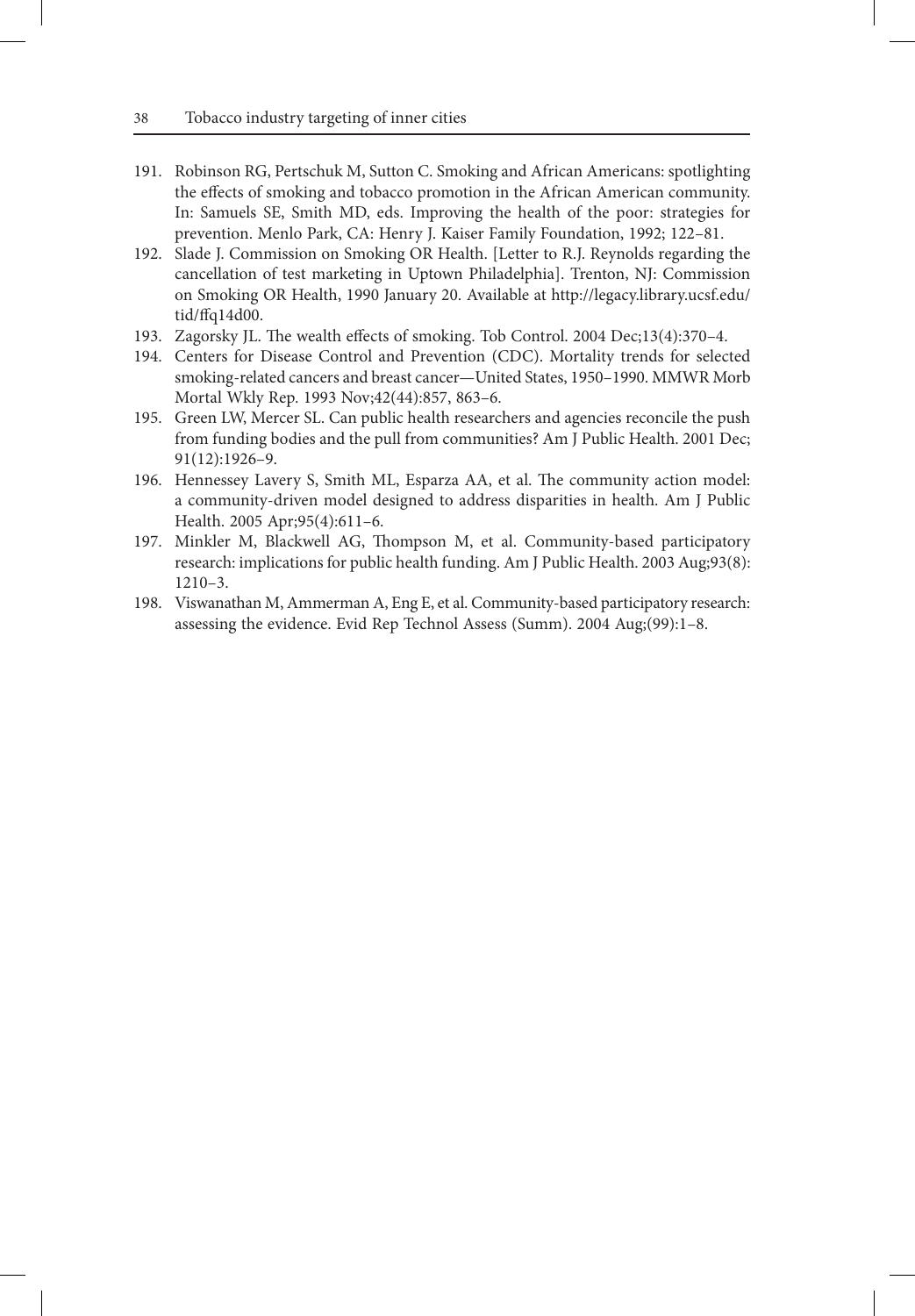191. Robinson RG, Pertschuk M, Sutton C. Smoking and African Americans: spotlighting the effects of smoking and tobacco promotion in the African American community. In: Samuels SE, Smith MD, eds. Improving the health of the poor: strategies for prevention. Menlo Park, CA: Henry J. Kaiser Family Foundation, 1992; 122–81.
192. Slade J. Commission on Smoking OR Health. [Letter to R.J. Reynolds regarding the cancellation of test marketing in Uptown Philadelphia]. Trenton, NJ: Commission on Smoking OR Health, 1990 January 20. Available at http://legacy.library.ucsf.edu/tid/ffq14d00.
193. Zagorsky JL. The wealth effects of smoking. Tob Control. 2004 Dec;13(4):370–4.
194. Centers for Disease Control and Prevention (CDC). Mortality trends for selected smoking-related cancers and breast cancer—United States, 1950–1990. MMWR Morb Mortal Wkly Rep. 1993 Nov;42(44):857, 863–6.
195. Green LW, Mercer SL. Can public health researchers and agencies reconcile the push from funding bodies and the pull from communities? Am J Public Health. 2001 Dec; 91(12):1926–9.
196. Hennessey Lavery S, Smith ML, Esparza AA, et al. The community action model: a community-driven model designed to address disparities in health. Am J Public Health. 2005 Apr;95(4):611–6.
197. Minkler M, Blackwell AG, Thompson M, et al. Community-based participatory research: implications for public health funding. Am J Public Health. 2003 Aug;93(8): 1210–3.
198. Viswanathan M, Ammerman A, Eng E, et al. Community-based participatory research: assessing the evidence. Evid Rep Technol Assess (Summ). 2004 Aug;(99):1–8.